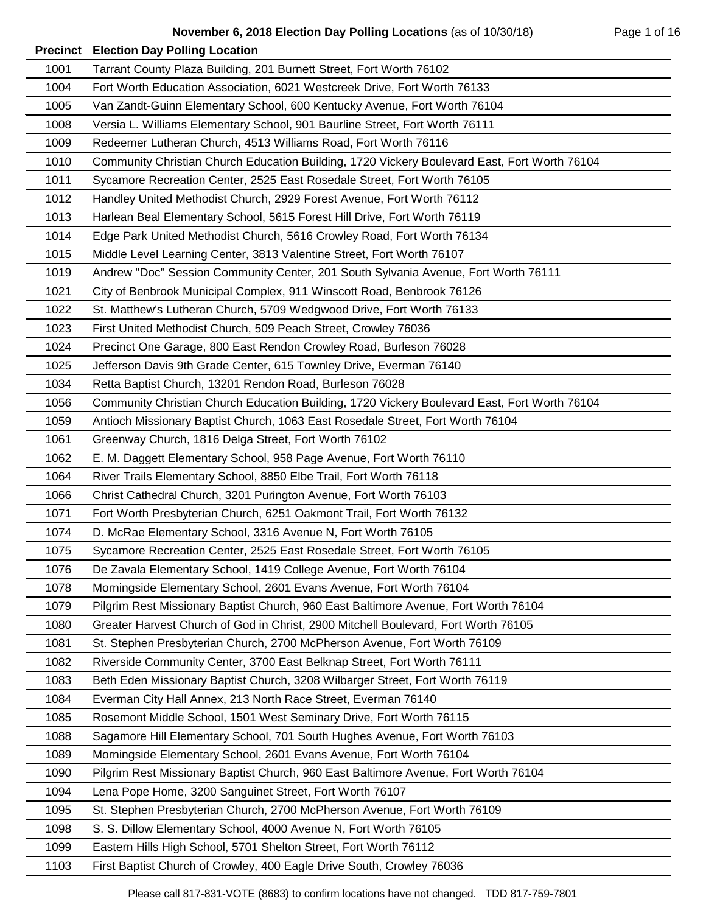**November 6, 2018 Election Day Polling Locations** (as of 10/30/18)

| Precinct | Election Day Polling Location |
|---|---|
| 1001 | Tarrant County Plaza Building, 201 Burnett Street, Fort Worth 76102 |
| 1004 | Fort Worth Education Association, 6021 Westcreek Drive, Fort Worth 76133 |
| 1005 | Van Zandt-Guinn Elementary School, 600 Kentucky Avenue, Fort Worth 76104 |
| 1008 | Versia L. Williams Elementary School, 901 Baurline Street, Fort Worth 76111 |
| 1009 | Redeemer Lutheran Church, 4513 Williams Road, Fort Worth 76116 |
| 1010 | Community Christian Church Education Building, 1720 Vickery Boulevard East, Fort Worth 76104 |
| 1011 | Sycamore Recreation Center, 2525 East Rosedale Street, Fort Worth 76105 |
| 1012 | Handley United Methodist Church, 2929 Forest Avenue, Fort Worth 76112 |
| 1013 | Harlean Beal Elementary School, 5615 Forest Hill Drive, Fort Worth 76119 |
| 1014 | Edge Park United Methodist Church, 5616 Crowley Road, Fort Worth 76134 |
| 1015 | Middle Level Learning Center, 3813 Valentine Street, Fort Worth 76107 |
| 1019 | Andrew "Doc" Session Community Center, 201 South Sylvania Avenue, Fort Worth 76111 |
| 1021 | City of Benbrook Municipal Complex, 911 Winscott Road, Benbrook 76126 |
| 1022 | St. Matthew's Lutheran Church, 5709 Wedgwood Drive, Fort Worth 76133 |
| 1023 | First United Methodist Church, 509 Peach Street, Crowley 76036 |
| 1024 | Precinct One Garage, 800 East Rendon Crowley Road, Burleson 76028 |
| 1025 | Jefferson Davis 9th Grade Center, 615 Townley Drive, Everman 76140 |
| 1034 | Retta Baptist Church, 13201 Rendon Road, Burleson 76028 |
| 1056 | Community Christian Church Education Building, 1720 Vickery Boulevard East, Fort Worth 76104 |
| 1059 | Antioch Missionary Baptist Church, 1063 East Rosedale Street, Fort Worth 76104 |
| 1061 | Greenway Church, 1816 Delga Street, Fort Worth 76102 |
| 1062 | E. M. Daggett Elementary School, 958 Page Avenue, Fort Worth 76110 |
| 1064 | River Trails Elementary School, 8850 Elbe Trail, Fort Worth 76118 |
| 1066 | Christ Cathedral Church, 3201 Purington Avenue, Fort Worth 76103 |
| 1071 | Fort Worth Presbyterian Church, 6251 Oakmont Trail, Fort Worth 76132 |
| 1074 | D. McRae Elementary School, 3316 Avenue N, Fort Worth 76105 |
| 1075 | Sycamore Recreation Center, 2525 East Rosedale Street, Fort Worth 76105 |
| 1076 | De Zavala Elementary School, 1419 College Avenue, Fort Worth 76104 |
| 1078 | Morningside Elementary School, 2601 Evans Avenue, Fort Worth 76104 |
| 1079 | Pilgrim Rest Missionary Baptist Church, 960 East Baltimore Avenue, Fort Worth 76104 |
| 1080 | Greater Harvest Church of God in Christ, 2900 Mitchell Boulevard, Fort Worth 76105 |
| 1081 | St. Stephen Presbyterian Church, 2700 McPherson Avenue, Fort Worth 76109 |
| 1082 | Riverside Community Center, 3700 East Belknap Street, Fort Worth 76111 |
| 1083 | Beth Eden Missionary Baptist Church, 3208 Wilbarger Street, Fort Worth 76119 |
| 1084 | Everman City Hall Annex, 213 North Race Street, Everman 76140 |
| 1085 | Rosemont Middle School, 1501 West Seminary Drive, Fort Worth 76115 |
| 1088 | Sagamore Hill Elementary School, 701 South Hughes Avenue, Fort Worth 76103 |
| 1089 | Morningside Elementary School, 2601 Evans Avenue, Fort Worth 76104 |
| 1090 | Pilgrim Rest Missionary Baptist Church, 960 East Baltimore Avenue, Fort Worth 76104 |
| 1094 | Lena Pope Home, 3200 Sanguinet Street, Fort Worth 76107 |
| 1095 | St. Stephen Presbyterian Church, 2700 McPherson Avenue, Fort Worth 76109 |
| 1098 | S. S. Dillow Elementary School, 4000 Avenue N, Fort Worth 76105 |
| 1099 | Eastern Hills High School, 5701 Shelton Street, Fort Worth 76112 |
| 1103 | First Baptist Church of Crowley, 400 Eagle Drive South, Crowley 76036 |

Please call 817-831-VOTE (8683) to confirm locations have not changed. TDD 817-759-7801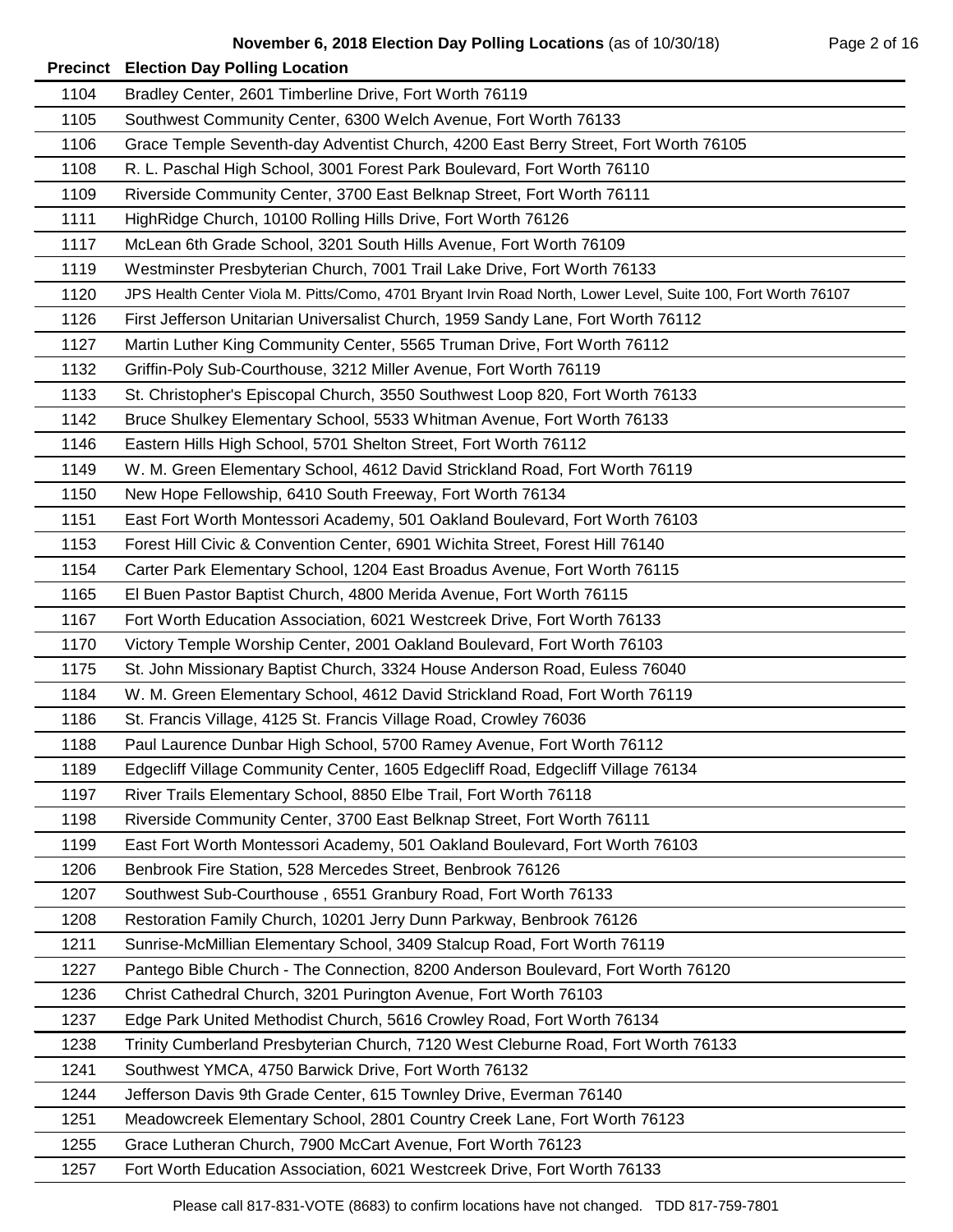**November 6, 2018 Election Day Polling Locations** (as of 10/30/18)

| Precinct | Election Day Polling Location |
|---|---|
| 1104 | Bradley Center, 2601 Timberline Drive, Fort Worth 76119 |
| 1105 | Southwest Community Center, 6300 Welch Avenue, Fort Worth 76133 |
| 1106 | Grace Temple Seventh-day Adventist Church, 4200 East Berry Street, Fort Worth 76105 |
| 1108 | R. L. Paschal High School, 3001 Forest Park Boulevard, Fort Worth 76110 |
| 1109 | Riverside Community Center, 3700 East Belknap Street, Fort Worth 76111 |
| 1111 | HighRidge Church, 10100 Rolling Hills Drive, Fort Worth 76126 |
| 1117 | McLean 6th Grade School, 3201 South Hills Avenue, Fort Worth 76109 |
| 1119 | Westminster Presbyterian Church, 7001 Trail Lake Drive, Fort Worth 76133 |
| 1120 | JPS Health Center Viola M. Pitts/Como, 4701 Bryant Irvin Road North, Lower Level, Suite 100, Fort Worth 76107 |
| 1126 | First Jefferson Unitarian Universalist Church, 1959 Sandy Lane, Fort Worth 76112 |
| 1127 | Martin Luther King Community Center, 5565 Truman Drive, Fort Worth 76112 |
| 1132 | Griffin-Poly Sub-Courthouse, 3212 Miller Avenue, Fort Worth 76119 |
| 1133 | St. Christopher's Episcopal Church, 3550 Southwest Loop 820, Fort Worth 76133 |
| 1142 | Bruce Shulkey Elementary School, 5533 Whitman Avenue, Fort Worth 76133 |
| 1146 | Eastern Hills High School, 5701 Shelton Street, Fort Worth 76112 |
| 1149 | W. M. Green Elementary School, 4612 David Strickland Road, Fort Worth 76119 |
| 1150 | New Hope Fellowship, 6410 South Freeway, Fort Worth 76134 |
| 1151 | East Fort Worth Montessori Academy, 501 Oakland Boulevard, Fort Worth 76103 |
| 1153 | Forest Hill Civic & Convention Center, 6901 Wichita Street, Forest Hill 76140 |
| 1154 | Carter Park Elementary School, 1204 East Broadus Avenue, Fort Worth 76115 |
| 1165 | El Buen Pastor Baptist Church, 4800 Merida Avenue, Fort Worth 76115 |
| 1167 | Fort Worth Education Association, 6021 Westcreek Drive, Fort Worth 76133 |
| 1170 | Victory Temple Worship Center, 2001 Oakland Boulevard, Fort Worth 76103 |
| 1175 | St. John Missionary Baptist Church, 3324 House Anderson Road, Euless 76040 |
| 1184 | W. M. Green Elementary School, 4612 David Strickland Road, Fort Worth 76119 |
| 1186 | St. Francis Village, 4125 St. Francis Village Road, Crowley 76036 |
| 1188 | Paul Laurence Dunbar High School, 5700 Ramey Avenue, Fort Worth 76112 |
| 1189 | Edgecliff Village Community Center, 1605 Edgecliff Road, Edgecliff Village 76134 |
| 1197 | River Trails Elementary School, 8850 Elbe Trail, Fort Worth 76118 |
| 1198 | Riverside Community Center, 3700 East Belknap Street, Fort Worth 76111 |
| 1199 | East Fort Worth Montessori Academy, 501 Oakland Boulevard, Fort Worth 76103 |
| 1206 | Benbrook Fire Station, 528 Mercedes Street, Benbrook 76126 |
| 1207 | Southwest Sub-Courthouse , 6551 Granbury Road, Fort Worth 76133 |
| 1208 | Restoration Family Church, 10201 Jerry Dunn Parkway, Benbrook 76126 |
| 1211 | Sunrise-McMillian Elementary School, 3409 Stalcup Road, Fort Worth 76119 |
| 1227 | Pantego Bible Church - The Connection, 8200 Anderson Boulevard, Fort Worth 76120 |
| 1236 | Christ Cathedral Church, 3201 Purington Avenue, Fort Worth 76103 |
| 1237 | Edge Park United Methodist Church, 5616 Crowley Road, Fort Worth 76134 |
| 1238 | Trinity Cumberland Presbyterian Church, 7120 West Cleburne Road, Fort Worth 76133 |
| 1241 | Southwest YMCA, 4750 Barwick Drive, Fort Worth 76132 |
| 1244 | Jefferson Davis 9th Grade Center, 615 Townley Drive, Everman 76140 |
| 1251 | Meadowcreek Elementary School, 2801 Country Creek Lane, Fort Worth 76123 |
| 1255 | Grace Lutheran Church, 7900 McCart Avenue, Fort Worth 76123 |
| 1257 | Fort Worth Education Association, 6021 Westcreek Drive, Fort Worth 76133 |

Please call 817-831-VOTE (8683) to confirm locations have not changed. TDD 817-759-7801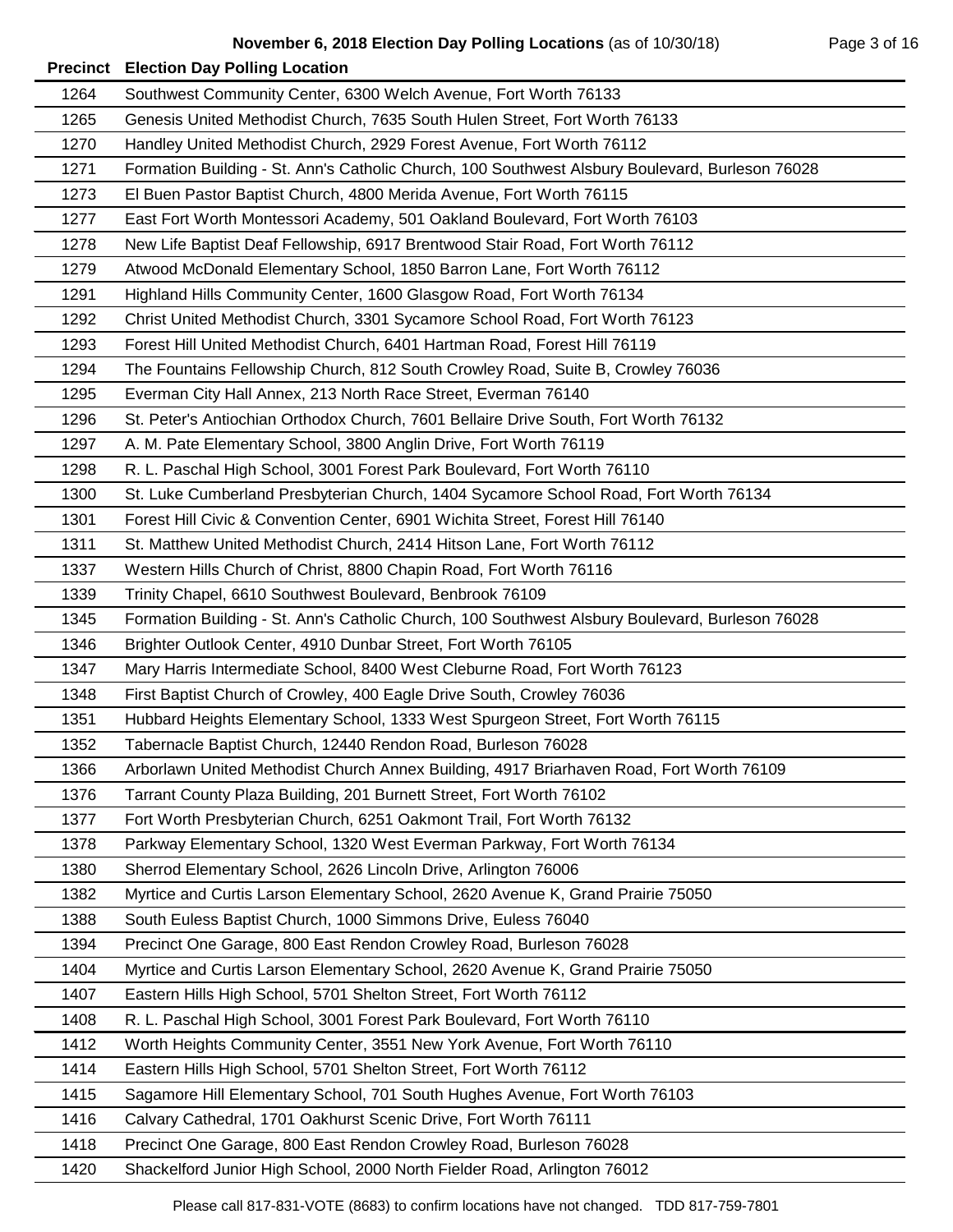**November 6, 2018 Election Day Polling Locations** (as of 10/30/18)

| Precinct | Election Day Polling Location |
|---|---|
| 1264 | Southwest Community Center, 6300 Welch Avenue, Fort Worth 76133 |
| 1265 | Genesis United Methodist Church, 7635 South Hulen Street, Fort Worth 76133 |
| 1270 | Handley United Methodist Church, 2929 Forest Avenue, Fort Worth 76112 |
| 1271 | Formation Building - St. Ann's Catholic Church, 100 Southwest Alsbury Boulevard, Burleson 76028 |
| 1273 | El Buen Pastor Baptist Church, 4800 Merida Avenue, Fort Worth 76115 |
| 1277 | East Fort Worth Montessori Academy, 501 Oakland Boulevard, Fort Worth 76103 |
| 1278 | New Life Baptist Deaf Fellowship, 6917 Brentwood Stair Road, Fort Worth 76112 |
| 1279 | Atwood McDonald Elementary School, 1850 Barron Lane, Fort Worth 76112 |
| 1291 | Highland Hills Community Center, 1600 Glasgow Road, Fort Worth 76134 |
| 1292 | Christ United Methodist Church, 3301 Sycamore School Road, Fort Worth 76123 |
| 1293 | Forest Hill United Methodist Church, 6401 Hartman Road, Forest Hill 76119 |
| 1294 | The Fountains Fellowship Church, 812 South Crowley Road, Suite B, Crowley 76036 |
| 1295 | Everman City Hall Annex, 213 North Race Street, Everman 76140 |
| 1296 | St. Peter's Antiochian Orthodox Church, 7601 Bellaire Drive South, Fort Worth 76132 |
| 1297 | A. M. Pate Elementary School, 3800 Anglin Drive, Fort Worth 76119 |
| 1298 | R. L. Paschal High School, 3001 Forest Park Boulevard, Fort Worth 76110 |
| 1300 | St. Luke Cumberland Presbyterian Church, 1404 Sycamore School Road, Fort Worth 76134 |
| 1301 | Forest Hill Civic & Convention Center, 6901 Wichita Street, Forest Hill 76140 |
| 1311 | St. Matthew United Methodist Church, 2414 Hitson Lane, Fort Worth 76112 |
| 1337 | Western Hills Church of Christ, 8800 Chapin Road, Fort Worth 76116 |
| 1339 | Trinity Chapel, 6610 Southwest Boulevard, Benbrook 76109 |
| 1345 | Formation Building - St. Ann's Catholic Church, 100 Southwest Alsbury Boulevard, Burleson 76028 |
| 1346 | Brighter Outlook Center, 4910 Dunbar Street, Fort Worth 76105 |
| 1347 | Mary Harris Intermediate School, 8400 West Cleburne Road, Fort Worth 76123 |
| 1348 | First Baptist Church of Crowley, 400 Eagle Drive South, Crowley 76036 |
| 1351 | Hubbard Heights Elementary School, 1333 West Spurgeon Street, Fort Worth 76115 |
| 1352 | Tabernacle Baptist Church, 12440 Rendon Road, Burleson 76028 |
| 1366 | Arborlawn United Methodist Church Annex Building, 4917 Briarhaven Road, Fort Worth 76109 |
| 1376 | Tarrant County Plaza Building, 201 Burnett Street, Fort Worth 76102 |
| 1377 | Fort Worth Presbyterian Church, 6251 Oakmont Trail, Fort Worth 76132 |
| 1378 | Parkway Elementary School, 1320 West Everman Parkway, Fort Worth 76134 |
| 1380 | Sherrod Elementary School, 2626 Lincoln Drive, Arlington 76006 |
| 1382 | Myrtice and Curtis Larson Elementary School, 2620 Avenue K, Grand Prairie 75050 |
| 1388 | South Euless Baptist Church, 1000 Simmons Drive, Euless 76040 |
| 1394 | Precinct One Garage, 800 East Rendon Crowley Road, Burleson 76028 |
| 1404 | Myrtice and Curtis Larson Elementary School, 2620 Avenue K, Grand Prairie 75050 |
| 1407 | Eastern Hills High School, 5701 Shelton Street, Fort Worth 76112 |
| 1408 | R. L. Paschal High School, 3001 Forest Park Boulevard, Fort Worth 76110 |
| 1412 | Worth Heights Community Center, 3551 New York Avenue, Fort Worth 76110 |
| 1414 | Eastern Hills High School, 5701 Shelton Street, Fort Worth 76112 |
| 1415 | Sagamore Hill Elementary School, 701 South Hughes Avenue, Fort Worth 76103 |
| 1416 | Calvary Cathedral, 1701 Oakhurst Scenic Drive, Fort Worth 76111 |
| 1418 | Precinct One Garage, 800 East Rendon Crowley Road, Burleson 76028 |
| 1420 | Shackelford Junior High School, 2000 North Fielder Road, Arlington 76012 |

Please call 817-831-VOTE (8683) to confirm locations have not changed. TDD 817-759-7801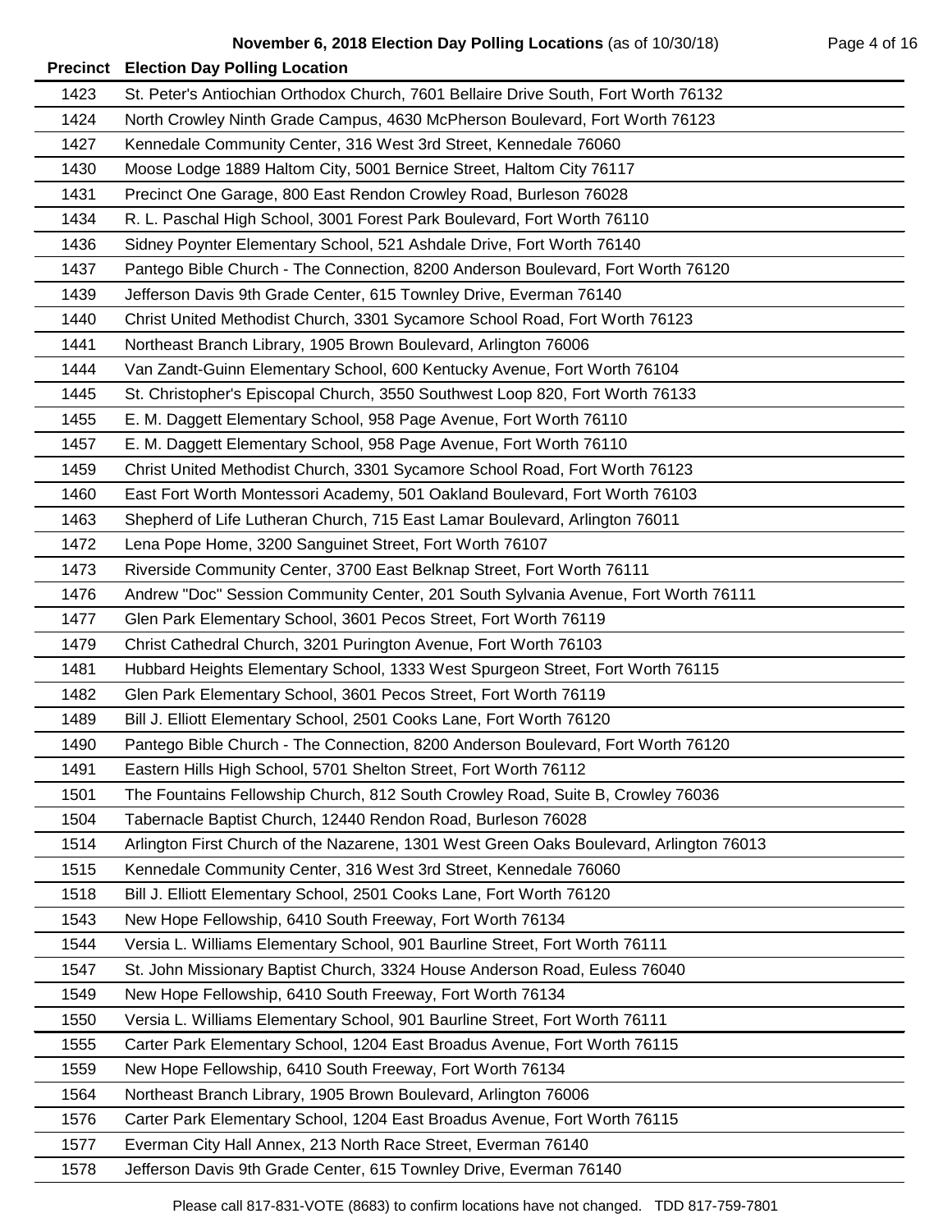## November 6, 2018 Election Day Polling Locations (as of 10/30/18)

| Precinct | Election Day Polling Location |
|---|---|
| 1423 | St. Peter's Antiochian Orthodox Church, 7601 Bellaire Drive South, Fort Worth 76132 |
| 1424 | North Crowley Ninth Grade Campus, 4630 McPherson Boulevard, Fort Worth 76123 |
| 1427 | Kennedale Community Center, 316 West 3rd Street, Kennedale 76060 |
| 1430 | Moose Lodge 1889 Haltom City, 5001 Bernice Street, Haltom City 76117 |
| 1431 | Precinct One Garage, 800 East Rendon Crowley Road, Burleson 76028 |
| 1434 | R. L. Paschal High School, 3001 Forest Park Boulevard, Fort Worth 76110 |
| 1436 | Sidney Poynter Elementary School, 521 Ashdale Drive, Fort Worth 76140 |
| 1437 | Pantego Bible Church - The Connection, 8200 Anderson Boulevard, Fort Worth 76120 |
| 1439 | Jefferson Davis 9th Grade Center, 615 Townley Drive, Everman 76140 |
| 1440 | Christ United Methodist Church, 3301 Sycamore School Road, Fort Worth 76123 |
| 1441 | Northeast Branch Library, 1905 Brown Boulevard, Arlington 76006 |
| 1444 | Van Zandt-Guinn Elementary School, 600 Kentucky Avenue, Fort Worth 76104 |
| 1445 | St. Christopher's Episcopal Church, 3550 Southwest Loop 820, Fort Worth 76133 |
| 1455 | E. M. Daggett Elementary School, 958 Page Avenue, Fort Worth 76110 |
| 1457 | E. M. Daggett Elementary School, 958 Page Avenue, Fort Worth 76110 |
| 1459 | Christ United Methodist Church, 3301 Sycamore School Road, Fort Worth 76123 |
| 1460 | East Fort Worth Montessori Academy, 501 Oakland Boulevard, Fort Worth 76103 |
| 1463 | Shepherd of Life Lutheran Church, 715 East Lamar Boulevard, Arlington 76011 |
| 1472 | Lena Pope Home, 3200 Sanguinet Street, Fort Worth 76107 |
| 1473 | Riverside Community Center, 3700 East Belknap Street, Fort Worth 76111 |
| 1476 | Andrew "Doc" Session Community Center, 201 South Sylvania Avenue, Fort Worth 76111 |
| 1477 | Glen Park Elementary School, 3601 Pecos Street, Fort Worth 76119 |
| 1479 | Christ Cathedral Church, 3201 Purington Avenue, Fort Worth 76103 |
| 1481 | Hubbard Heights Elementary School, 1333 West Spurgeon Street, Fort Worth 76115 |
| 1482 | Glen Park Elementary School, 3601 Pecos Street, Fort Worth 76119 |
| 1489 | Bill J. Elliott Elementary School, 2501 Cooks Lane, Fort Worth 76120 |
| 1490 | Pantego Bible Church - The Connection, 8200 Anderson Boulevard, Fort Worth 76120 |
| 1491 | Eastern Hills High School, 5701 Shelton Street, Fort Worth 76112 |
| 1501 | The Fountains Fellowship Church, 812 South Crowley Road, Suite B, Crowley 76036 |
| 1504 | Tabernacle Baptist Church, 12440 Rendon Road, Burleson 76028 |
| 1514 | Arlington First Church of the Nazarene, 1301 West Green Oaks Boulevard, Arlington 76013 |
| 1515 | Kennedale Community Center, 316 West 3rd Street, Kennedale 76060 |
| 1518 | Bill J. Elliott Elementary School, 2501 Cooks Lane, Fort Worth 76120 |
| 1543 | New Hope Fellowship, 6410 South Freeway, Fort Worth 76134 |
| 1544 | Versia L. Williams Elementary School, 901 Baurline Street, Fort Worth 76111 |
| 1547 | St. John Missionary Baptist Church, 3324 House Anderson Road, Euless 76040 |
| 1549 | New Hope Fellowship, 6410 South Freeway, Fort Worth 76134 |
| 1550 | Versia L. Williams Elementary School, 901 Baurline Street, Fort Worth 76111 |
| 1555 | Carter Park Elementary School, 1204 East Broadus Avenue, Fort Worth 76115 |
| 1559 | New Hope Fellowship, 6410 South Freeway, Fort Worth 76134 |
| 1564 | Northeast Branch Library, 1905 Brown Boulevard, Arlington 76006 |
| 1576 | Carter Park Elementary School, 1204 East Broadus Avenue, Fort Worth 76115 |
| 1577 | Everman City Hall Annex, 213 North Race Street, Everman 76140 |
| 1578 | Jefferson Davis 9th Grade Center, 615 Townley Drive, Everman 76140 |

Please call 817-831-VOTE (8683) to confirm locations have not changed. TDD 817-759-7801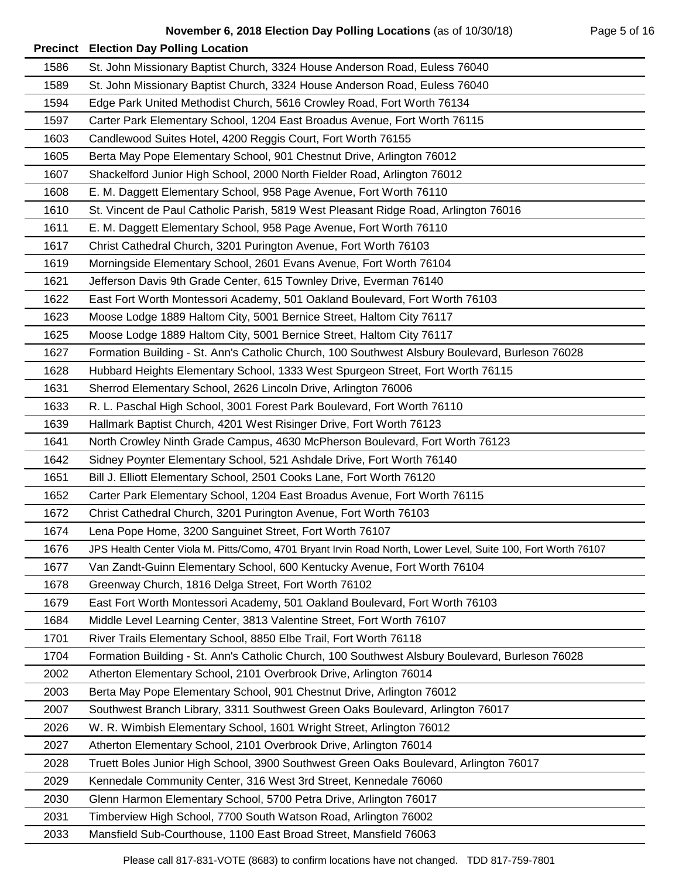# November 6, 2018 Election Day Polling Locations (as of 10/30/18)

| Precinct | Election Day Polling Location |
|---|---|
| 1586 | St. John Missionary Baptist Church, 3324 House Anderson Road, Euless 76040 |
| 1589 | St. John Missionary Baptist Church, 3324 House Anderson Road, Euless 76040 |
| 1594 | Edge Park United Methodist Church, 5616 Crowley Road, Fort Worth 76134 |
| 1597 | Carter Park Elementary School, 1204 East Broadus Avenue, Fort Worth 76115 |
| 1603 | Candlewood Suites Hotel, 4200 Reggis Court, Fort Worth 76155 |
| 1605 | Berta May Pope Elementary School, 901 Chestnut Drive, Arlington 76012 |
| 1607 | Shackelford Junior High School, 2000 North Fielder Road, Arlington 76012 |
| 1608 | E. M. Daggett Elementary School, 958 Page Avenue, Fort Worth 76110 |
| 1610 | St. Vincent de Paul Catholic Parish, 5819 West Pleasant Ridge Road, Arlington 76016 |
| 1611 | E. M. Daggett Elementary School, 958 Page Avenue, Fort Worth 76110 |
| 1617 | Christ Cathedral Church, 3201 Purington Avenue, Fort Worth 76103 |
| 1619 | Morningside Elementary School, 2601 Evans Avenue, Fort Worth 76104 |
| 1621 | Jefferson Davis 9th Grade Center, 615 Townley Drive, Everman 76140 |
| 1622 | East Fort Worth Montessori Academy, 501 Oakland Boulevard, Fort Worth 76103 |
| 1623 | Moose Lodge 1889 Haltom City, 5001 Bernice Street, Haltom City 76117 |
| 1625 | Moose Lodge 1889 Haltom City, 5001 Bernice Street, Haltom City 76117 |
| 1627 | Formation Building - St. Ann's Catholic Church, 100 Southwest Alsbury Boulevard, Burleson 76028 |
| 1628 | Hubbard Heights Elementary School, 1333 West Spurgeon Street, Fort Worth 76115 |
| 1631 | Sherrod Elementary School, 2626 Lincoln Drive, Arlington 76006 |
| 1633 | R. L. Paschal High School, 3001 Forest Park Boulevard, Fort Worth 76110 |
| 1639 | Hallmark Baptist Church, 4201 West Risinger Drive, Fort Worth 76123 |
| 1641 | North Crowley Ninth Grade Campus, 4630 McPherson Boulevard, Fort Worth 76123 |
| 1642 | Sidney Poynter Elementary School, 521 Ashdale Drive, Fort Worth 76140 |
| 1651 | Bill J. Elliott Elementary School, 2501 Cooks Lane, Fort Worth 76120 |
| 1652 | Carter Park Elementary School, 1204 East Broadus Avenue, Fort Worth 76115 |
| 1672 | Christ Cathedral Church, 3201 Purington Avenue, Fort Worth 76103 |
| 1674 | Lena Pope Home, 3200 Sanguinet Street, Fort Worth 76107 |
| 1676 | JPS Health Center Viola M. Pitts/Como, 4701 Bryant Irvin Road North, Lower Level, Suite 100, Fort Worth 76107 |
| 1677 | Van Zandt-Guinn Elementary School, 600 Kentucky Avenue, Fort Worth 76104 |
| 1678 | Greenway Church, 1816 Delga Street, Fort Worth 76102 |
| 1679 | East Fort Worth Montessori Academy, 501 Oakland Boulevard, Fort Worth 76103 |
| 1684 | Middle Level Learning Center, 3813 Valentine Street, Fort Worth 76107 |
| 1701 | River Trails Elementary School, 8850 Elbe Trail, Fort Worth 76118 |
| 1704 | Formation Building - St. Ann's Catholic Church, 100 Southwest Alsbury Boulevard, Burleson 76028 |
| 2002 | Atherton Elementary School, 2101 Overbrook Drive, Arlington 76014 |
| 2003 | Berta May Pope Elementary School, 901 Chestnut Drive, Arlington 76012 |
| 2007 | Southwest Branch Library, 3311 Southwest Green Oaks Boulevard, Arlington 76017 |
| 2026 | W. R. Wimbish Elementary School, 1601 Wright Street, Arlington 76012 |
| 2027 | Atherton Elementary School, 2101 Overbrook Drive, Arlington 76014 |
| 2028 | Truett Boles Junior High School, 3900 Southwest Green Oaks Boulevard, Arlington 76017 |
| 2029 | Kennedale Community Center, 316 West 3rd Street, Kennedale 76060 |
| 2030 | Glenn Harmon Elementary School, 5700 Petra Drive, Arlington 76017 |
| 2031 | Timberview High School, 7700 South Watson Road, Arlington 76002 |
| 2033 | Mansfield Sub-Courthouse, 1100 East Broad Street, Mansfield 76063 |

Please call 817-831-VOTE (8683) to confirm locations have not changed. TDD 817-759-7801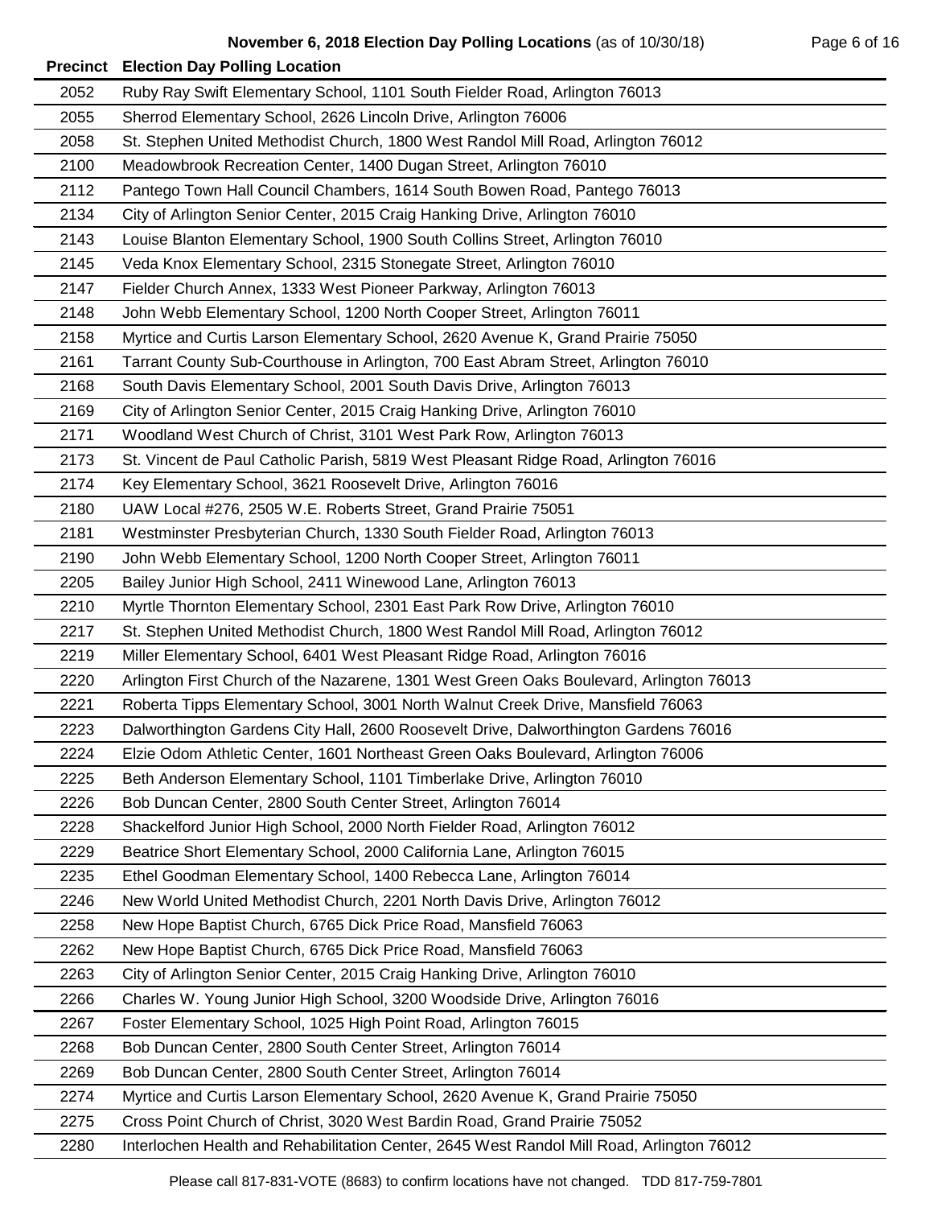**November 6, 2018 Election Day Polling Locations** (as of 10/30/18)

| Precinct | Election Day Polling Location |
|---|---|
| 2052 | Ruby Ray Swift Elementary School, 1101 South Fielder Road, Arlington 76013 |
| 2055 | Sherrod Elementary School, 2626 Lincoln Drive, Arlington 76006 |
| 2058 | St. Stephen United Methodist Church, 1800 West Randol Mill Road, Arlington 76012 |
| 2100 | Meadowbrook Recreation Center, 1400 Dugan Street, Arlington 76010 |
| 2112 | Pantego Town Hall Council Chambers, 1614 South Bowen Road, Pantego 76013 |
| 2134 | City of Arlington Senior Center, 2015 Craig Hanking Drive, Arlington 76010 |
| 2143 | Louise Blanton Elementary School, 1900 South Collins Street, Arlington 76010 |
| 2145 | Veda Knox Elementary School, 2315 Stonegate Street, Arlington 76010 |
| 2147 | Fielder Church Annex, 1333 West Pioneer Parkway, Arlington 76013 |
| 2148 | John Webb Elementary School, 1200 North Cooper Street, Arlington 76011 |
| 2158 | Myrtice and Curtis Larson Elementary School, 2620 Avenue K, Grand Prairie 75050 |
| 2161 | Tarrant County Sub-Courthouse in Arlington, 700 East Abram Street, Arlington 76010 |
| 2168 | South Davis Elementary School, 2001 South Davis Drive, Arlington 76013 |
| 2169 | City of Arlington Senior Center, 2015 Craig Hanking Drive, Arlington 76010 |
| 2171 | Woodland West Church of Christ, 3101 West Park Row, Arlington 76013 |
| 2173 | St. Vincent de Paul Catholic Parish, 5819 West Pleasant Ridge Road, Arlington 76016 |
| 2174 | Key Elementary School, 3621 Roosevelt Drive, Arlington 76016 |
| 2180 | UAW Local #276, 2505 W.E. Roberts Street, Grand Prairie 75051 |
| 2181 | Westminster Presbyterian Church, 1330 South Fielder Road, Arlington 76013 |
| 2190 | John Webb Elementary School, 1200 North Cooper Street, Arlington 76011 |
| 2205 | Bailey Junior High School, 2411 Winewood Lane, Arlington 76013 |
| 2210 | Myrtle Thornton Elementary School, 2301 East Park Row Drive, Arlington 76010 |
| 2217 | St. Stephen United Methodist Church, 1800 West Randol Mill Road, Arlington 76012 |
| 2219 | Miller Elementary School, 6401 West Pleasant Ridge Road, Arlington 76016 |
| 2220 | Arlington First Church of the Nazarene, 1301 West Green Oaks Boulevard, Arlington 76013 |
| 2221 | Roberta Tipps Elementary School, 3001 North Walnut Creek Drive, Mansfield 76063 |
| 2223 | Dalworthington Gardens City Hall, 2600 Roosevelt Drive, Dalworthington Gardens 76016 |
| 2224 | Elzie Odom Athletic Center, 1601 Northeast Green Oaks Boulevard, Arlington 76006 |
| 2225 | Beth Anderson Elementary School, 1101 Timberlake Drive, Arlington 76010 |
| 2226 | Bob Duncan Center, 2800 South Center Street, Arlington 76014 |
| 2228 | Shackelford Junior High School, 2000 North Fielder Road, Arlington 76012 |
| 2229 | Beatrice Short Elementary School, 2000 California Lane, Arlington 76015 |
| 2235 | Ethel Goodman Elementary School, 1400 Rebecca Lane, Arlington 76014 |
| 2246 | New World United Methodist Church, 2201 North Davis Drive, Arlington 76012 |
| 2258 | New Hope Baptist Church, 6765 Dick Price Road, Mansfield 76063 |
| 2262 | New Hope Baptist Church, 6765 Dick Price Road, Mansfield 76063 |
| 2263 | City of Arlington Senior Center, 2015 Craig Hanking Drive, Arlington 76010 |
| 2266 | Charles W. Young Junior High School, 3200 Woodside Drive, Arlington 76016 |
| 2267 | Foster Elementary School, 1025 High Point Road, Arlington 76015 |
| 2268 | Bob Duncan Center, 2800 South Center Street, Arlington 76014 |
| 2269 | Bob Duncan Center, 2800 South Center Street, Arlington 76014 |
| 2274 | Myrtice and Curtis Larson Elementary School, 2620 Avenue K, Grand Prairie 75050 |
| 2275 | Cross Point Church of Christ, 3020 West Bardin Road, Grand Prairie 75052 |
| 2280 | Interlochen Health and Rehabilitation Center, 2645 West Randol Mill Road, Arlington 76012 |

Please call 817-831-VOTE (8683) to confirm locations have not changed. TDD 817-759-7801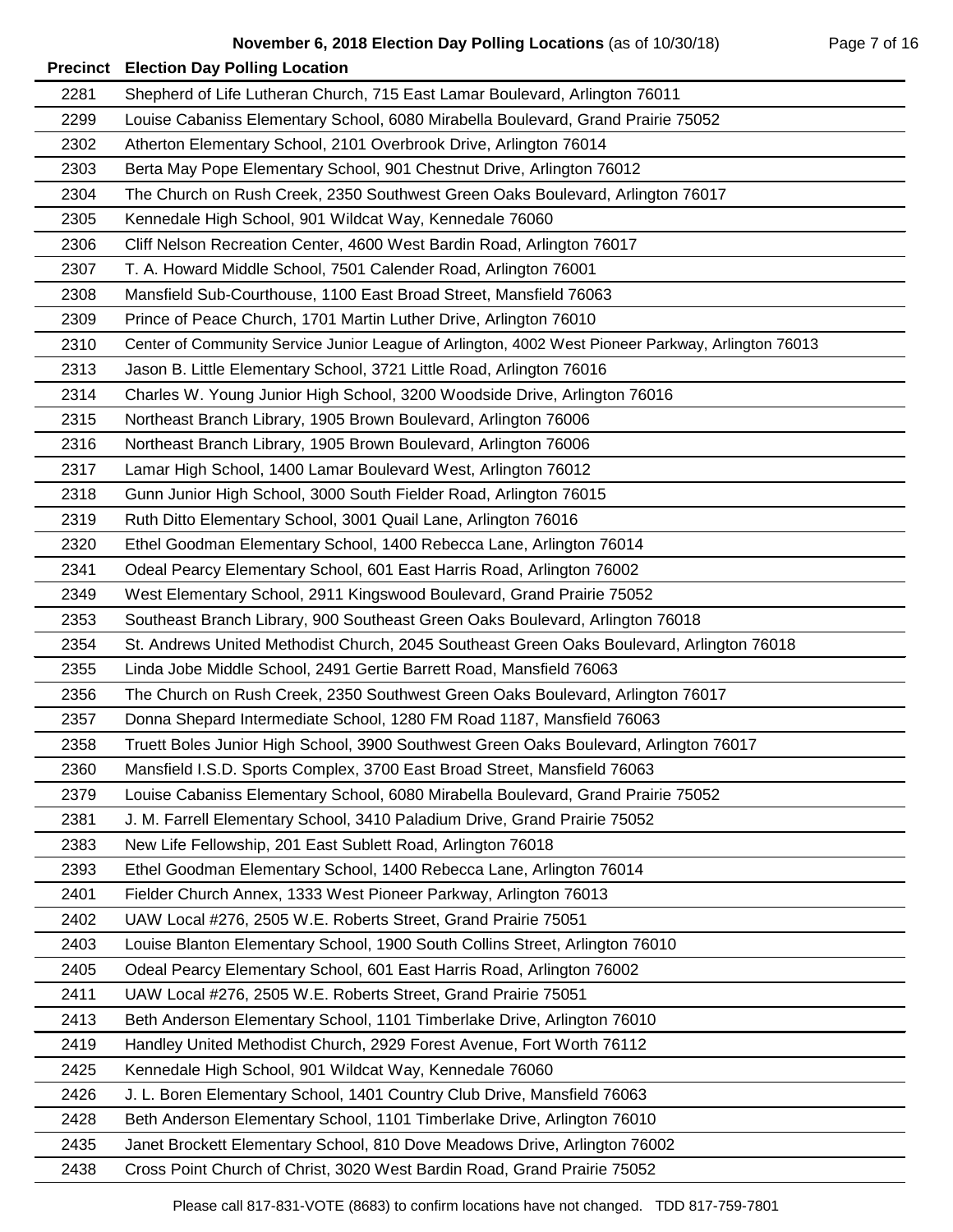| Precinct | Election Day Polling Location |
|---|---|
| 2281 | Shepherd of Life Lutheran Church, 715 East Lamar Boulevard, Arlington 76011 |
| 2299 | Louise Cabaniss Elementary School, 6080 Mirabella Boulevard, Grand Prairie 75052 |
| 2302 | Atherton Elementary School, 2101 Overbrook Drive, Arlington 76014 |
| 2303 | Berta May Pope Elementary School, 901 Chestnut Drive, Arlington 76012 |
| 2304 | The Church on Rush Creek, 2350 Southwest Green Oaks Boulevard, Arlington 76017 |
| 2305 | Kennedale High School, 901 Wildcat Way, Kennedale 76060 |
| 2306 | Cliff Nelson Recreation Center, 4600 West Bardin Road, Arlington 76017 |
| 2307 | T. A. Howard Middle School, 7501 Calender Road, Arlington 76001 |
| 2308 | Mansfield Sub-Courthouse, 1100 East Broad Street, Mansfield 76063 |
| 2309 | Prince of Peace Church, 1701 Martin Luther Drive, Arlington 76010 |
| 2310 | Center of Community Service Junior League of Arlington, 4002 West Pioneer Parkway, Arlington 76013 |
| 2313 | Jason B. Little Elementary School, 3721 Little Road, Arlington 76016 |
| 2314 | Charles W. Young Junior High School, 3200 Woodside Drive, Arlington 76016 |
| 2315 | Northeast Branch Library, 1905 Brown Boulevard, Arlington 76006 |
| 2316 | Northeast Branch Library, 1905 Brown Boulevard, Arlington 76006 |
| 2317 | Lamar High School, 1400 Lamar Boulevard West, Arlington 76012 |
| 2318 | Gunn Junior High School, 3000 South Fielder Road, Arlington 76015 |
| 2319 | Ruth Ditto Elementary School, 3001 Quail Lane, Arlington 76016 |
| 2320 | Ethel Goodman Elementary School, 1400 Rebecca Lane, Arlington 76014 |
| 2341 | Odeal Pearcy Elementary School, 601 East Harris Road, Arlington 76002 |
| 2349 | West Elementary School, 2911 Kingswood Boulevard, Grand Prairie 75052 |
| 2353 | Southeast Branch Library, 900 Southeast Green Oaks Boulevard, Arlington 76018 |
| 2354 | St. Andrews United Methodist Church, 2045 Southeast Green Oaks Boulevard, Arlington 76018 |
| 2355 | Linda Jobe Middle School, 2491 Gertie Barrett Road, Mansfield 76063 |
| 2356 | The Church on Rush Creek, 2350 Southwest Green Oaks Boulevard, Arlington 76017 |
| 2357 | Donna Shepard Intermediate School, 1280 FM Road 1187, Mansfield 76063 |
| 2358 | Truett Boles Junior High School, 3900 Southwest Green Oaks Boulevard, Arlington 76017 |
| 2360 | Mansfield I.S.D. Sports Complex, 3700 East Broad Street, Mansfield 76063 |
| 2379 | Louise Cabaniss Elementary School, 6080 Mirabella Boulevard, Grand Prairie 75052 |
| 2381 | J. M. Farrell Elementary School, 3410 Paladium Drive, Grand Prairie 75052 |
| 2383 | New Life Fellowship, 201 East Sublett Road, Arlington 76018 |
| 2393 | Ethel Goodman Elementary School, 1400 Rebecca Lane, Arlington 76014 |
| 2401 | Fielder Church Annex, 1333 West Pioneer Parkway, Arlington 76013 |
| 2402 | UAW Local #276, 2505 W.E. Roberts Street, Grand Prairie 75051 |
| 2403 | Louise Blanton Elementary School, 1900 South Collins Street, Arlington 76010 |
| 2405 | Odeal Pearcy Elementary School, 601 East Harris Road, Arlington 76002 |
| 2411 | UAW Local #276, 2505 W.E. Roberts Street, Grand Prairie 75051 |
| 2413 | Beth Anderson Elementary School, 1101 Timberlake Drive, Arlington 76010 |
| 2419 | Handley United Methodist Church, 2929 Forest Avenue, Fort Worth 76112 |
| 2425 | Kennedale High School, 901 Wildcat Way, Kennedale 76060 |
| 2426 | J. L. Boren Elementary School, 1401 Country Club Drive, Mansfield 76063 |
| 2428 | Beth Anderson Elementary School, 1101 Timberlake Drive, Arlington 76010 |
| 2435 | Janet Brockett Elementary School, 810 Dove Meadows Drive, Arlington 76002 |
| 2438 | Cross Point Church of Christ, 3020 West Bardin Road, Grand Prairie 75052 |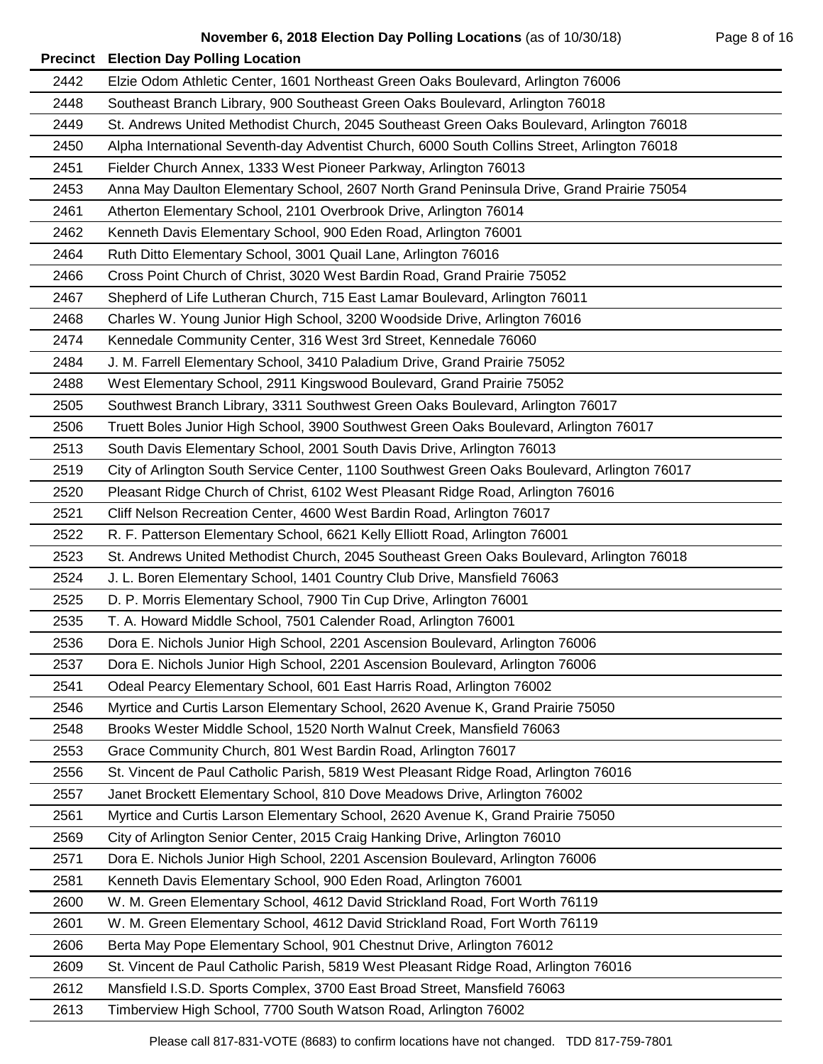| Precinct | Election Day Polling Location |
| --- | --- |
| 2442 | Elzie Odom Athletic Center, 1601 Northeast Green Oaks Boulevard, Arlington 76006 |
| 2448 | Southeast Branch Library, 900 Southeast Green Oaks Boulevard, Arlington 76018 |
| 2449 | St. Andrews United Methodist Church, 2045 Southeast Green Oaks Boulevard, Arlington 76018 |
| 2450 | Alpha International Seventh-day Adventist Church, 6000 South Collins Street, Arlington 76018 |
| 2451 | Fielder Church Annex, 1333 West Pioneer Parkway, Arlington 76013 |
| 2453 | Anna May Daulton Elementary School, 2607 North Grand Peninsula Drive, Grand Prairie 75054 |
| 2461 | Atherton Elementary School, 2101 Overbrook Drive, Arlington 76014 |
| 2462 | Kenneth Davis Elementary School, 900 Eden Road, Arlington 76001 |
| 2464 | Ruth Ditto Elementary School, 3001 Quail Lane, Arlington 76016 |
| 2466 | Cross Point Church of Christ, 3020 West Bardin Road, Grand Prairie 75052 |
| 2467 | Shepherd of Life Lutheran Church, 715 East Lamar Boulevard, Arlington 76011 |
| 2468 | Charles W. Young Junior High School, 3200 Woodside Drive, Arlington 76016 |
| 2474 | Kennedale Community Center, 316 West 3rd Street, Kennedale 76060 |
| 2484 | J. M. Farrell Elementary School, 3410 Paladium Drive, Grand Prairie 75052 |
| 2488 | West Elementary School, 2911 Kingswood Boulevard, Grand Prairie 75052 |
| 2505 | Southwest Branch Library, 3311 Southwest Green Oaks Boulevard, Arlington 76017 |
| 2506 | Truett Boles Junior High School, 3900 Southwest Green Oaks Boulevard, Arlington 76017 |
| 2513 | South Davis Elementary School, 2001 South Davis Drive, Arlington 76013 |
| 2519 | City of Arlington South Service Center, 1100 Southwest Green Oaks Boulevard, Arlington 76017 |
| 2520 | Pleasant Ridge Church of Christ, 6102 West Pleasant Ridge Road, Arlington 76016 |
| 2521 | Cliff Nelson Recreation Center, 4600 West Bardin Road, Arlington 76017 |
| 2522 | R. F. Patterson Elementary School, 6621 Kelly Elliott Road, Arlington 76001 |
| 2523 | St. Andrews United Methodist Church, 2045 Southeast Green Oaks Boulevard, Arlington 76018 |
| 2524 | J. L. Boren Elementary School, 1401 Country Club Drive, Mansfield 76063 |
| 2525 | D. P. Morris Elementary School, 7900 Tin Cup Drive, Arlington 76001 |
| 2535 | T. A. Howard Middle School, 7501 Calender Road, Arlington 76001 |
| 2536 | Dora E. Nichols Junior High School, 2201 Ascension Boulevard, Arlington 76006 |
| 2537 | Dora E. Nichols Junior High School, 2201 Ascension Boulevard, Arlington 76006 |
| 2541 | Odeal Pearcy Elementary School, 601 East Harris Road, Arlington 76002 |
| 2546 | Myrtice and Curtis Larson Elementary School, 2620 Avenue K, Grand Prairie 75050 |
| 2548 | Brooks Wester Middle School, 1520 North Walnut Creek, Mansfield 76063 |
| 2553 | Grace Community Church, 801 West Bardin Road, Arlington 76017 |
| 2556 | St. Vincent de Paul Catholic Parish, 5819 West Pleasant Ridge Road, Arlington 76016 |
| 2557 | Janet Brockett Elementary School, 810 Dove Meadows Drive, Arlington 76002 |
| 2561 | Myrtice and Curtis Larson Elementary School, 2620 Avenue K, Grand Prairie 75050 |
| 2569 | City of Arlington Senior Center, 2015 Craig Hanking Drive, Arlington 76010 |
| 2571 | Dora E. Nichols Junior High School, 2201 Ascension Boulevard, Arlington 76006 |
| 2581 | Kenneth Davis Elementary School, 900 Eden Road, Arlington 76001 |
| 2600 | W. M. Green Elementary School, 4612 David Strickland Road, Fort Worth 76119 |
| 2601 | W. M. Green Elementary School, 4612 David Strickland Road, Fort Worth 76119 |
| 2606 | Berta May Pope Elementary School, 901 Chestnut Drive, Arlington 76012 |
| 2609 | St. Vincent de Paul Catholic Parish, 5819 West Pleasant Ridge Road, Arlington 76016 |
| 2612 | Mansfield I.S.D. Sports Complex, 3700 East Broad Street, Mansfield 76063 |
| 2613 | Timberview High School, 7700 South Watson Road, Arlington 76002 |

Please call 817-831-VOTE (8683) to confirm locations have not changed. TDD 817-759-7801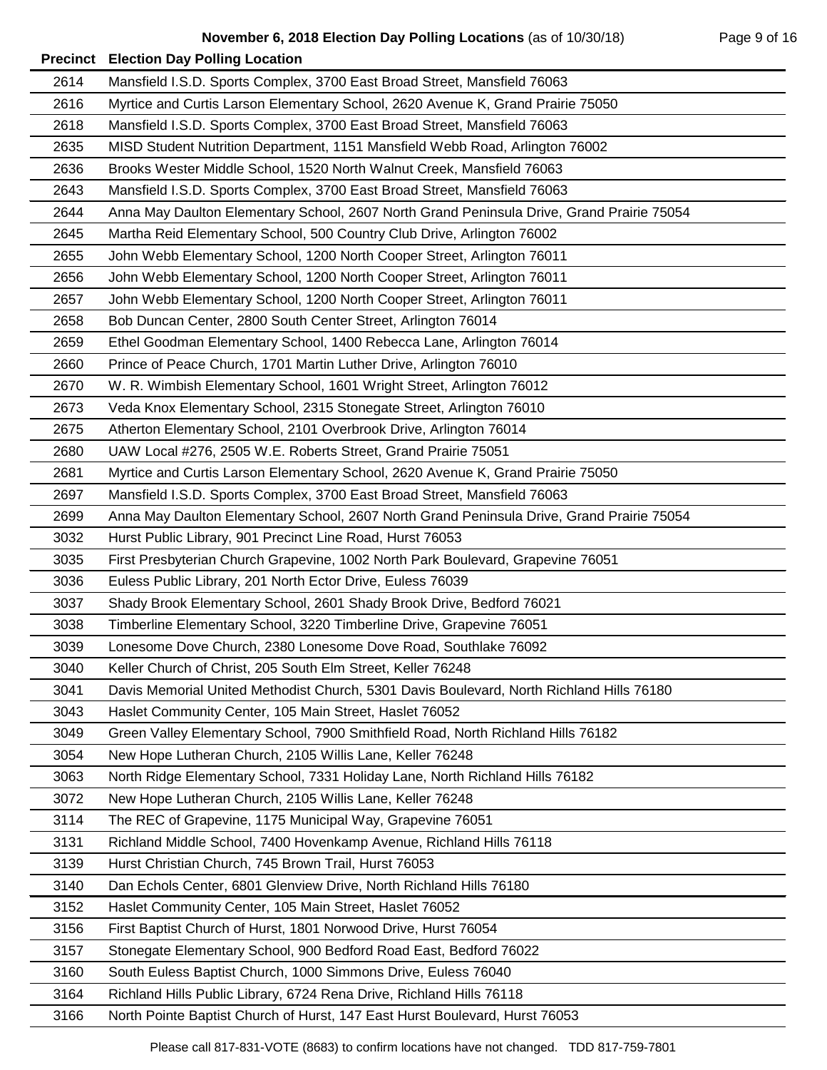**November 6, 2018 Election Day Polling Locations** (as of 10/30/18)

| Precinct | Election Day Polling Location |
|---|---|
| 2614 | Mansfield I.S.D. Sports Complex, 3700 East Broad Street, Mansfield 76063 |
| 2616 | Myrtice and Curtis Larson Elementary School, 2620 Avenue K, Grand Prairie 75050 |
| 2618 | Mansfield I.S.D. Sports Complex, 3700 East Broad Street, Mansfield 76063 |
| 2635 | MISD Student Nutrition Department, 1151 Mansfield Webb Road, Arlington 76002 |
| 2636 | Brooks Wester Middle School, 1520 North Walnut Creek, Mansfield 76063 |
| 2643 | Mansfield I.S.D. Sports Complex, 3700 East Broad Street, Mansfield 76063 |
| 2644 | Anna May Daulton Elementary School, 2607 North Grand Peninsula Drive, Grand Prairie 75054 |
| 2645 | Martha Reid Elementary School, 500 Country Club Drive, Arlington 76002 |
| 2655 | John Webb Elementary School, 1200 North Cooper Street, Arlington 76011 |
| 2656 | John Webb Elementary School, 1200 North Cooper Street, Arlington 76011 |
| 2657 | John Webb Elementary School, 1200 North Cooper Street, Arlington 76011 |
| 2658 | Bob Duncan Center, 2800 South Center Street, Arlington 76014 |
| 2659 | Ethel Goodman Elementary School, 1400 Rebecca Lane, Arlington 76014 |
| 2660 | Prince of Peace Church, 1701 Martin Luther Drive, Arlington 76010 |
| 2670 | W. R. Wimbish Elementary School, 1601 Wright Street, Arlington 76012 |
| 2673 | Veda Knox Elementary School, 2315 Stonegate Street, Arlington 76010 |
| 2675 | Atherton Elementary School, 2101 Overbrook Drive, Arlington 76014 |
| 2680 | UAW Local #276, 2505 W.E. Roberts Street, Grand Prairie 75051 |
| 2681 | Myrtice and Curtis Larson Elementary School, 2620 Avenue K, Grand Prairie 75050 |
| 2697 | Mansfield I.S.D. Sports Complex, 3700 East Broad Street, Mansfield 76063 |
| 2699 | Anna May Daulton Elementary School, 2607 North Grand Peninsula Drive, Grand Prairie 75054 |
| 3032 | Hurst Public Library, 901 Precinct Line Road, Hurst 76053 |
| 3035 | First Presbyterian Church Grapevine, 1002 North Park Boulevard, Grapevine 76051 |
| 3036 | Euless Public Library, 201 North Ector Drive, Euless 76039 |
| 3037 | Shady Brook Elementary School, 2601 Shady Brook Drive, Bedford 76021 |
| 3038 | Timberline Elementary School, 3220 Timberline Drive, Grapevine 76051 |
| 3039 | Lonesome Dove Church, 2380 Lonesome Dove Road, Southlake 76092 |
| 3040 | Keller Church of Christ, 205 South Elm Street, Keller 76248 |
| 3041 | Davis Memorial United Methodist Church, 5301 Davis Boulevard, North Richland Hills 76180 |
| 3043 | Haslet Community Center, 105 Main Street, Haslet 76052 |
| 3049 | Green Valley Elementary School, 7900 Smithfield Road, North Richland Hills 76182 |
| 3054 | New Hope Lutheran Church, 2105 Willis Lane, Keller 76248 |
| 3063 | North Ridge Elementary School, 7331 Holiday Lane, North Richland Hills 76182 |
| 3072 | New Hope Lutheran Church, 2105 Willis Lane, Keller 76248 |
| 3114 | The REC of Grapevine, 1175 Municipal Way, Grapevine 76051 |
| 3131 | Richland Middle School, 7400 Hovenkamp Avenue, Richland Hills 76118 |
| 3139 | Hurst Christian Church, 745 Brown Trail, Hurst 76053 |
| 3140 | Dan Echols Center, 6801 Glenview Drive, North Richland Hills 76180 |
| 3152 | Haslet Community Center, 105 Main Street, Haslet 76052 |
| 3156 | First Baptist Church of Hurst, 1801 Norwood Drive, Hurst 76054 |
| 3157 | Stonegate Elementary School, 900 Bedford Road East, Bedford 76022 |
| 3160 | South Euless Baptist Church, 1000 Simmons Drive, Euless 76040 |
| 3164 | Richland Hills Public Library, 6724 Rena Drive, Richland Hills 76118 |
| 3166 | North Pointe Baptist Church of Hurst, 147 East Hurst Boulevard, Hurst 76053 |

Please call 817-831-VOTE (8683) to confirm locations have not changed. TDD 817-759-7801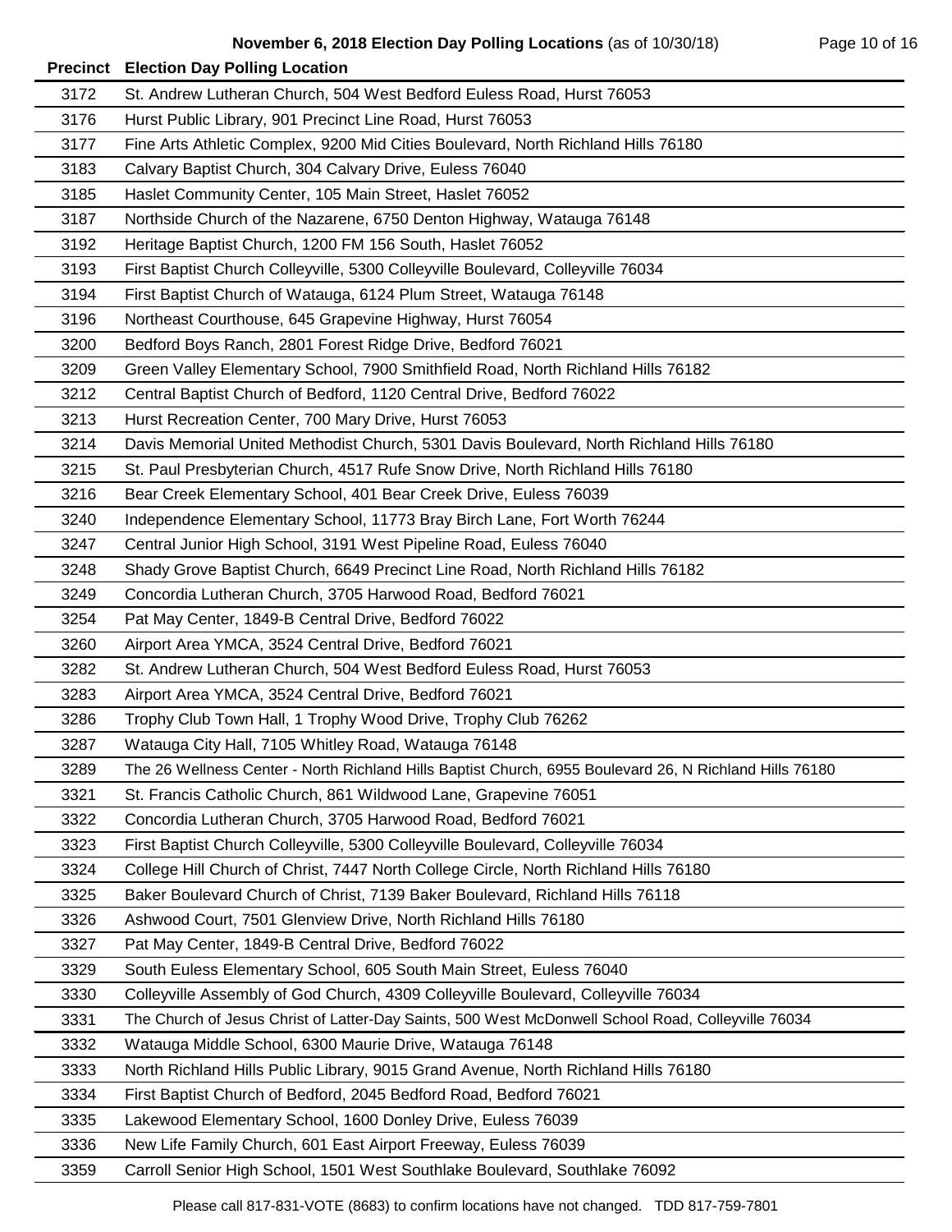# November 6, 2018 Election Day Polling Locations (as of 10/30/18)

| Precinct | Election Day Polling Location |
|---|---|
| 3172 | St. Andrew Lutheran Church, 504 West Bedford Euless Road, Hurst 76053 |
| 3176 | Hurst Public Library, 901 Precinct Line Road, Hurst 76053 |
| 3177 | Fine Arts Athletic Complex, 9200 Mid Cities Boulevard, North Richland Hills 76180 |
| 3183 | Calvary Baptist Church, 304 Calvary Drive, Euless 76040 |
| 3185 | Haslet Community Center, 105 Main Street, Haslet 76052 |
| 3187 | Northside Church of the Nazarene, 6750 Denton Highway, Watauga 76148 |
| 3192 | Heritage Baptist Church, 1200 FM 156 South, Haslet 76052 |
| 3193 | First Baptist Church Colleyville, 5300 Colleyville Boulevard, Colleyville 76034 |
| 3194 | First Baptist Church of Watauga, 6124 Plum Street, Watauga 76148 |
| 3196 | Northeast Courthouse, 645 Grapevine Highway, Hurst 76054 |
| 3200 | Bedford Boys Ranch, 2801 Forest Ridge Drive, Bedford 76021 |
| 3209 | Green Valley Elementary School, 7900 Smithfield Road, North Richland Hills 76182 |
| 3212 | Central Baptist Church of Bedford, 1120 Central Drive, Bedford 76022 |
| 3213 | Hurst Recreation Center, 700 Mary Drive, Hurst 76053 |
| 3214 | Davis Memorial United Methodist Church, 5301 Davis Boulevard, North Richland Hills 76180 |
| 3215 | St. Paul Presbyterian Church, 4517 Rufe Snow Drive, North Richland Hills 76180 |
| 3216 | Bear Creek Elementary School, 401 Bear Creek Drive, Euless 76039 |
| 3240 | Independence Elementary School, 11773 Bray Birch Lane, Fort Worth 76244 |
| 3247 | Central Junior High School, 3191 West Pipeline Road, Euless 76040 |
| 3248 | Shady Grove Baptist Church, 6649 Precinct Line Road, North Richland Hills 76182 |
| 3249 | Concordia Lutheran Church, 3705 Harwood Road, Bedford 76021 |
| 3254 | Pat May Center, 1849-B Central Drive, Bedford 76022 |
| 3260 | Airport Area YMCA, 3524 Central Drive, Bedford 76021 |
| 3282 | St. Andrew Lutheran Church, 504 West Bedford Euless Road, Hurst 76053 |
| 3283 | Airport Area YMCA, 3524 Central Drive, Bedford 76021 |
| 3286 | Trophy Club Town Hall, 1 Trophy Wood Drive, Trophy Club 76262 |
| 3287 | Watauga City Hall, 7105 Whitley Road, Watauga 76148 |
| 3289 | The 26 Wellness Center - North Richland Hills Baptist Church, 6955 Boulevard 26, N Richland Hills 76180 |
| 3321 | St. Francis Catholic Church, 861 Wildwood Lane, Grapevine 76051 |
| 3322 | Concordia Lutheran Church, 3705 Harwood Road, Bedford 76021 |
| 3323 | First Baptist Church Colleyville, 5300 Colleyville Boulevard, Colleyville 76034 |
| 3324 | College Hill Church of Christ, 7447 North College Circle, North Richland Hills 76180 |
| 3325 | Baker Boulevard Church of Christ, 7139 Baker Boulevard, Richland Hills 76118 |
| 3326 | Ashwood Court, 7501 Glenview Drive, North Richland Hills 76180 |
| 3327 | Pat May Center, 1849-B Central Drive, Bedford 76022 |
| 3329 | South Euless Elementary School, 605 South Main Street, Euless 76040 |
| 3330 | Colleyville Assembly of God Church, 4309 Colleyville Boulevard, Colleyville 76034 |
| 3331 | The Church of Jesus Christ of Latter-Day Saints, 500 West McDonwell School Road, Colleyville 76034 |
| 3332 | Watauga Middle School, 6300 Maurie Drive, Watauga 76148 |
| 3333 | North Richland Hills Public Library, 9015 Grand Avenue, North Richland Hills 76180 |
| 3334 | First Baptist Church of Bedford, 2045 Bedford Road, Bedford 76021 |
| 3335 | Lakewood Elementary School, 1600 Donley Drive, Euless 76039 |
| 3336 | New Life Family Church, 601 East Airport Freeway, Euless 76039 |
| 3359 | Carroll Senior High School, 1501 West Southlake Boulevard, Southlake 76092 |

Please call 817-831-VOTE (8683) to confirm locations have not changed. TDD 817-759-7801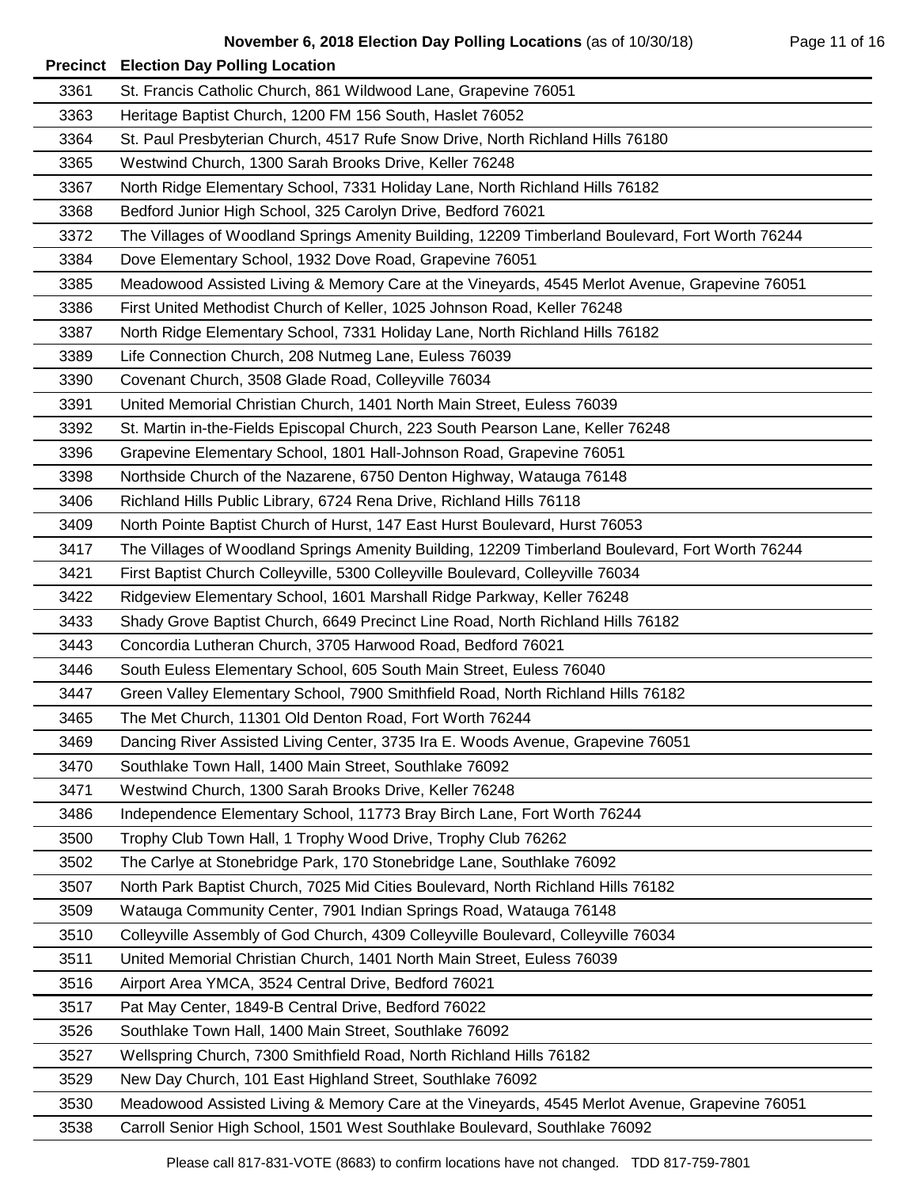| Precinct | Election Day Polling Location |
|---|---|
| 3361 | St. Francis Catholic Church, 861 Wildwood Lane, Grapevine 76051 |
| 3363 | Heritage Baptist Church, 1200 FM 156 South, Haslet 76052 |
| 3364 | St. Paul Presbyterian Church, 4517 Rufe Snow Drive, North Richland Hills 76180 |
| 3365 | Westwind Church, 1300 Sarah Brooks Drive, Keller 76248 |
| 3367 | North Ridge Elementary School, 7331 Holiday Lane, North Richland Hills 76182 |
| 3368 | Bedford Junior High School, 325 Carolyn Drive, Bedford 76021 |
| 3372 | The Villages of Woodland Springs Amenity Building, 12209 Timberland Boulevard, Fort Worth 76244 |
| 3384 | Dove Elementary School, 1932 Dove Road, Grapevine 76051 |
| 3385 | Meadowood Assisted Living & Memory Care at the Vineyards, 4545 Merlot Avenue, Grapevine 76051 |
| 3386 | First United Methodist Church of Keller, 1025 Johnson Road, Keller 76248 |
| 3387 | North Ridge Elementary School, 7331 Holiday Lane, North Richland Hills 76182 |
| 3389 | Life Connection Church, 208 Nutmeg Lane, Euless 76039 |
| 3390 | Covenant Church, 3508 Glade Road, Colleyville 76034 |
| 3391 | United Memorial Christian Church, 1401 North Main Street, Euless 76039 |
| 3392 | St. Martin in-the-Fields Episcopal Church, 223 South Pearson Lane, Keller 76248 |
| 3396 | Grapevine Elementary School, 1801 Hall-Johnson Road, Grapevine 76051 |
| 3398 | Northside Church of the Nazarene, 6750 Denton Highway, Watauga 76148 |
| 3406 | Richland Hills Public Library, 6724 Rena Drive, Richland Hills 76118 |
| 3409 | North Pointe Baptist Church of Hurst, 147 East Hurst Boulevard, Hurst 76053 |
| 3417 | The Villages of Woodland Springs Amenity Building, 12209 Timberland Boulevard, Fort Worth 76244 |
| 3421 | First Baptist Church Colleyville, 5300 Colleyville Boulevard, Colleyville 76034 |
| 3422 | Ridgeview Elementary School, 1601 Marshall Ridge Parkway, Keller 76248 |
| 3433 | Shady Grove Baptist Church, 6649 Precinct Line Road, North Richland Hills 76182 |
| 3443 | Concordia Lutheran Church, 3705 Harwood Road, Bedford 76021 |
| 3446 | South Euless Elementary School, 605 South Main Street, Euless 76040 |
| 3447 | Green Valley Elementary School, 7900 Smithfield Road, North Richland Hills 76182 |
| 3465 | The Met Church, 11301 Old Denton Road, Fort Worth 76244 |
| 3469 | Dancing River Assisted Living Center, 3735 Ira E. Woods Avenue, Grapevine 76051 |
| 3470 | Southlake Town Hall, 1400 Main Street, Southlake 76092 |
| 3471 | Westwind Church, 1300 Sarah Brooks Drive, Keller 76248 |
| 3486 | Independence Elementary School, 11773 Bray Birch Lane, Fort Worth 76244 |
| 3500 | Trophy Club Town Hall, 1 Trophy Wood Drive, Trophy Club 76262 |
| 3502 | The Carlye at Stonebridge Park, 170 Stonebridge Lane, Southlake 76092 |
| 3507 | North Park Baptist Church, 7025 Mid Cities Boulevard, North Richland Hills 76182 |
| 3509 | Watauga Community Center, 7901 Indian Springs Road, Watauga 76148 |
| 3510 | Colleyville Assembly of God Church, 4309 Colleyville Boulevard, Colleyville 76034 |
| 3511 | United Memorial Christian Church, 1401 North Main Street, Euless 76039 |
| 3516 | Airport Area YMCA, 3524 Central Drive, Bedford 76021 |
| 3517 | Pat May Center, 1849-B Central Drive, Bedford 76022 |
| 3526 | Southlake Town Hall, 1400 Main Street, Southlake 76092 |
| 3527 | Wellspring Church, 7300 Smithfield Road, North Richland Hills 76182 |
| 3529 | New Day Church, 101 East Highland Street, Southlake 76092 |
| 3530 | Meadowood Assisted Living & Memory Care at the Vineyards, 4545 Merlot Avenue, Grapevine 76051 |
| 3538 | Carroll Senior High School, 1501 West Southlake Boulevard, Southlake 76092 |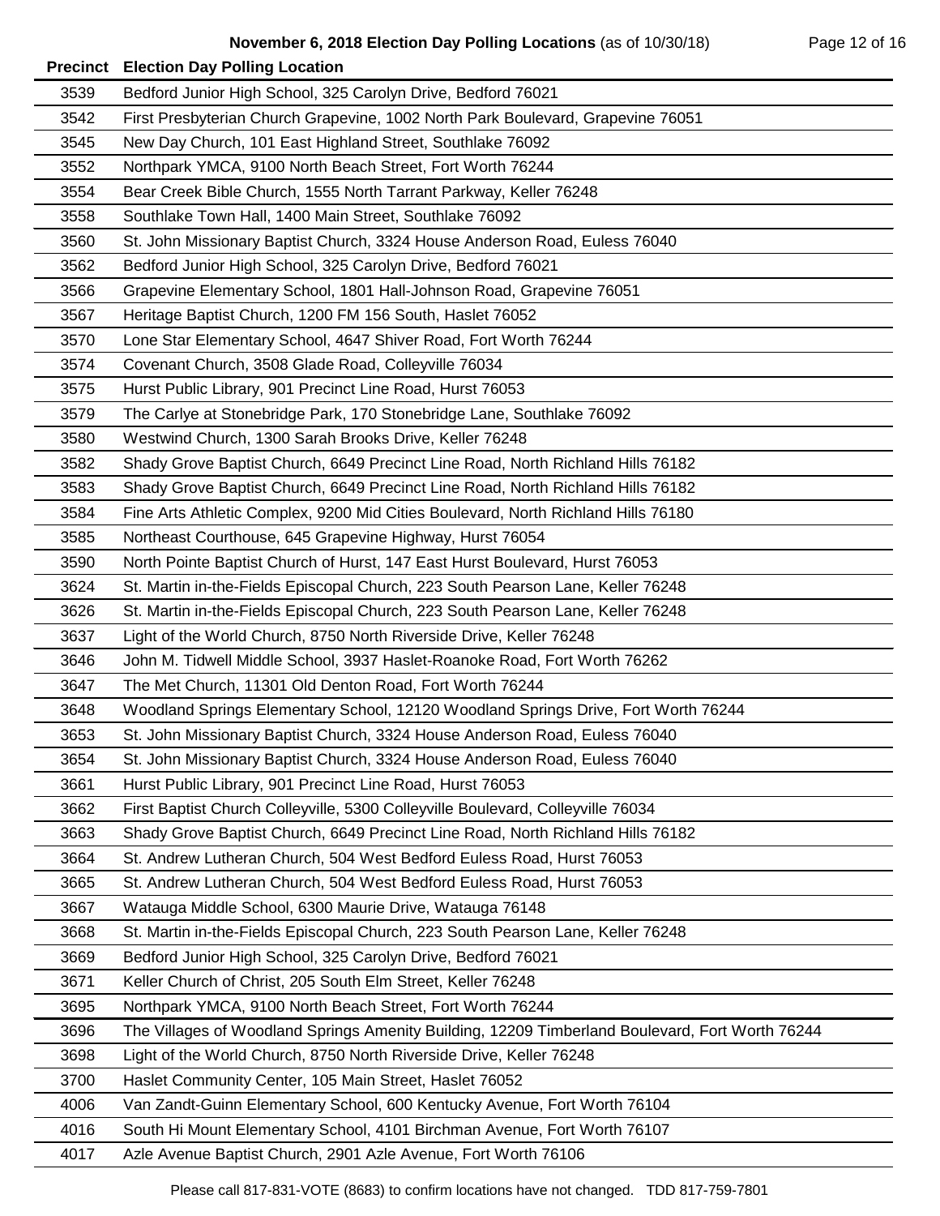| Precinct | Election Day Polling Location |
| --- | --- |
| 3539 | Bedford Junior High School, 325 Carolyn Drive, Bedford 76021 |
| 3542 | First Presbyterian Church Grapevine, 1002 North Park Boulevard, Grapevine 76051 |
| 3545 | New Day Church, 101 East Highland Street, Southlake 76092 |
| 3552 | Northpark YMCA, 9100 North Beach Street, Fort Worth 76244 |
| 3554 | Bear Creek Bible Church, 1555 North Tarrant Parkway, Keller 76248 |
| 3558 | Southlake Town Hall, 1400 Main Street, Southlake 76092 |
| 3560 | St. John Missionary Baptist Church, 3324 House Anderson Road, Euless 76040 |
| 3562 | Bedford Junior High School, 325 Carolyn Drive, Bedford 76021 |
| 3566 | Grapevine Elementary School, 1801 Hall-Johnson Road, Grapevine 76051 |
| 3567 | Heritage Baptist Church, 1200 FM 156 South, Haslet 76052 |
| 3570 | Lone Star Elementary School, 4647 Shiver Road, Fort Worth 76244 |
| 3574 | Covenant Church, 3508 Glade Road, Colleyville 76034 |
| 3575 | Hurst Public Library, 901 Precinct Line Road, Hurst 76053 |
| 3579 | The Carlye at Stonebridge Park, 170 Stonebridge Lane, Southlake 76092 |
| 3580 | Westwind Church, 1300 Sarah Brooks Drive, Keller 76248 |
| 3582 | Shady Grove Baptist Church, 6649 Precinct Line Road, North Richland Hills 76182 |
| 3583 | Shady Grove Baptist Church, 6649 Precinct Line Road, North Richland Hills 76182 |
| 3584 | Fine Arts Athletic Complex, 9200 Mid Cities Boulevard, North Richland Hills 76180 |
| 3585 | Northeast Courthouse, 645 Grapevine Highway, Hurst 76054 |
| 3590 | North Pointe Baptist Church of Hurst, 147 East Hurst Boulevard, Hurst 76053 |
| 3624 | St. Martin in-the-Fields Episcopal Church, 223 South Pearson Lane, Keller 76248 |
| 3626 | St. Martin in-the-Fields Episcopal Church, 223 South Pearson Lane, Keller 76248 |
| 3637 | Light of the World Church, 8750 North Riverside Drive, Keller 76248 |
| 3646 | John M. Tidwell Middle School, 3937 Haslet-Roanoke Road, Fort Worth 76262 |
| 3647 | The Met Church, 11301 Old Denton Road, Fort Worth 76244 |
| 3648 | Woodland Springs Elementary School, 12120 Woodland Springs Drive, Fort Worth 76244 |
| 3653 | St. John Missionary Baptist Church, 3324 House Anderson Road, Euless 76040 |
| 3654 | St. John Missionary Baptist Church, 3324 House Anderson Road, Euless 76040 |
| 3661 | Hurst Public Library, 901 Precinct Line Road, Hurst 76053 |
| 3662 | First Baptist Church Colleyville, 5300 Colleyville Boulevard, Colleyville 76034 |
| 3663 | Shady Grove Baptist Church, 6649 Precinct Line Road, North Richland Hills 76182 |
| 3664 | St. Andrew Lutheran Church, 504 West Bedford Euless Road, Hurst 76053 |
| 3665 | St. Andrew Lutheran Church, 504 West Bedford Euless Road, Hurst 76053 |
| 3667 | Watauga Middle School, 6300 Maurie Drive, Watauga 76148 |
| 3668 | St. Martin in-the-Fields Episcopal Church, 223 South Pearson Lane, Keller 76248 |
| 3669 | Bedford Junior High School, 325 Carolyn Drive, Bedford 76021 |
| 3671 | Keller Church of Christ, 205 South Elm Street, Keller 76248 |
| 3695 | Northpark YMCA, 9100 North Beach Street, Fort Worth 76244 |
| 3696 | The Villages of Woodland Springs Amenity Building, 12209 Timberland Boulevard, Fort Worth 76244 |
| 3698 | Light of the World Church, 8750 North Riverside Drive, Keller 76248 |
| 3700 | Haslet Community Center, 105 Main Street, Haslet 76052 |
| 4006 | Van Zandt-Guinn Elementary School, 600 Kentucky Avenue, Fort Worth 76104 |
| 4016 | South Hi Mount Elementary School, 4101 Birchman Avenue, Fort Worth 76107 |
| 4017 | Azle Avenue Baptist Church, 2901 Azle Avenue, Fort Worth 76106 |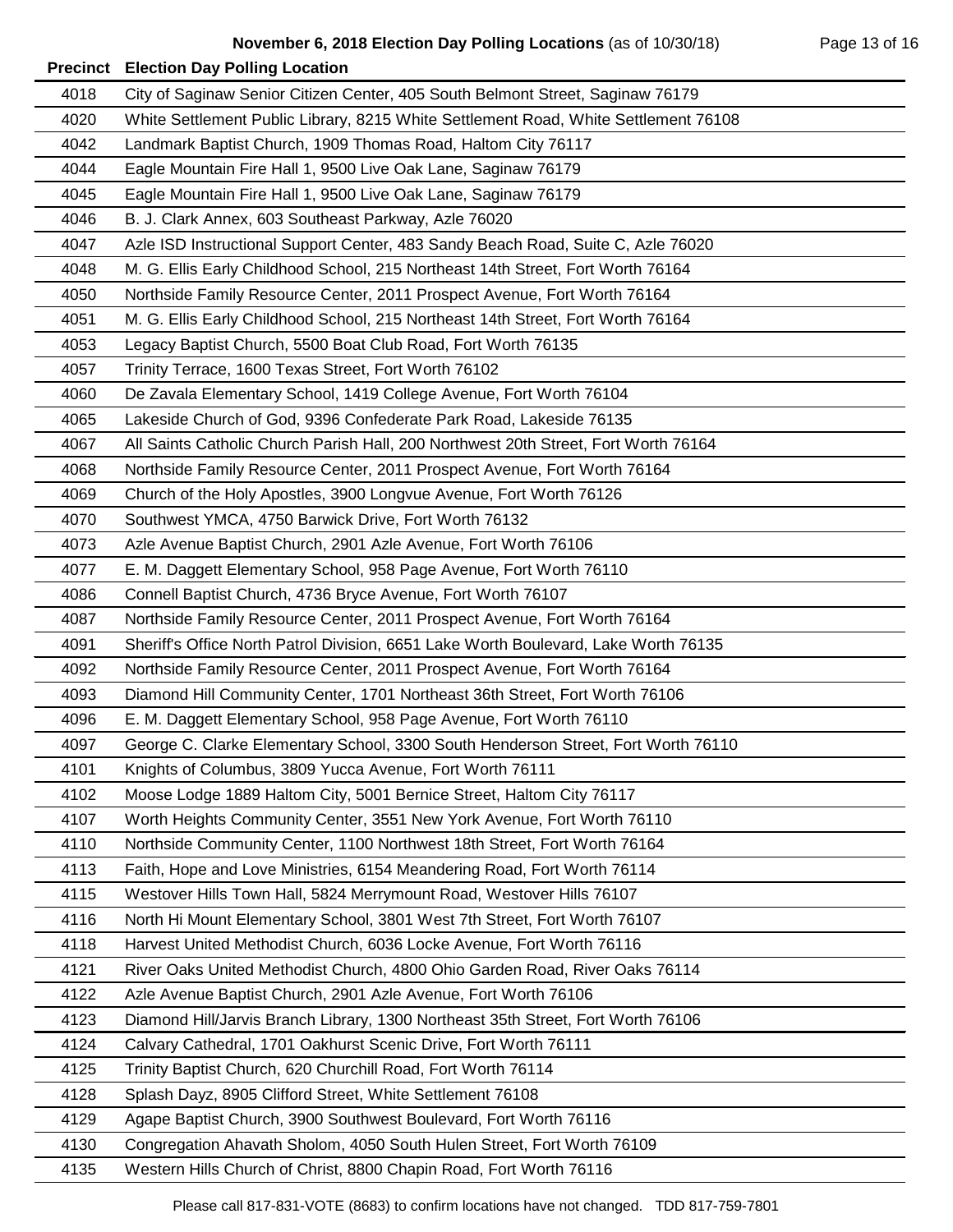**November 6, 2018 Election Day Polling Locations** (as of 10/30/18)

| Precinct | Election Day Polling Location |
|---|---|
| 4018 | City of Saginaw Senior Citizen Center, 405 South Belmont Street, Saginaw 76179 |
| 4020 | White Settlement Public Library, 8215 White Settlement Road, White Settlement 76108 |
| 4042 | Landmark Baptist Church, 1909 Thomas Road, Haltom City 76117 |
| 4044 | Eagle Mountain Fire Hall 1, 9500 Live Oak Lane, Saginaw 76179 |
| 4045 | Eagle Mountain Fire Hall 1, 9500 Live Oak Lane, Saginaw 76179 |
| 4046 | B. J. Clark Annex, 603 Southeast Parkway, Azle 76020 |
| 4047 | Azle ISD Instructional Support Center, 483 Sandy Beach Road, Suite C, Azle 76020 |
| 4048 | M. G. Ellis Early Childhood School, 215 Northeast 14th Street, Fort Worth 76164 |
| 4050 | Northside Family Resource Center, 2011 Prospect Avenue, Fort Worth 76164 |
| 4051 | M. G. Ellis Early Childhood School, 215 Northeast 14th Street, Fort Worth 76164 |
| 4053 | Legacy Baptist Church, 5500 Boat Club Road, Fort Worth 76135 |
| 4057 | Trinity Terrace, 1600 Texas Street, Fort Worth 76102 |
| 4060 | De Zavala Elementary School, 1419 College Avenue, Fort Worth 76104 |
| 4065 | Lakeside Church of God, 9396 Confederate Park Road, Lakeside 76135 |
| 4067 | All Saints Catholic Church Parish Hall, 200 Northwest 20th Street, Fort Worth 76164 |
| 4068 | Northside Family Resource Center, 2011 Prospect Avenue, Fort Worth 76164 |
| 4069 | Church of the Holy Apostles, 3900 Longvue Avenue, Fort Worth 76126 |
| 4070 | Southwest YMCA, 4750 Barwick Drive, Fort Worth 76132 |
| 4073 | Azle Avenue Baptist Church, 2901 Azle Avenue, Fort Worth 76106 |
| 4077 | E. M. Daggett Elementary School, 958 Page Avenue, Fort Worth 76110 |
| 4086 | Connell Baptist Church, 4736 Bryce Avenue, Fort Worth 76107 |
| 4087 | Northside Family Resource Center, 2011 Prospect Avenue, Fort Worth 76164 |
| 4091 | Sheriff's Office North Patrol Division, 6651 Lake Worth Boulevard, Lake Worth 76135 |
| 4092 | Northside Family Resource Center, 2011 Prospect Avenue, Fort Worth 76164 |
| 4093 | Diamond Hill Community Center, 1701 Northeast 36th Street, Fort Worth 76106 |
| 4096 | E. M. Daggett Elementary School, 958 Page Avenue, Fort Worth 76110 |
| 4097 | George C. Clarke Elementary School, 3300 South Henderson Street, Fort Worth 76110 |
| 4101 | Knights of Columbus, 3809 Yucca Avenue, Fort Worth 76111 |
| 4102 | Moose Lodge 1889 Haltom City, 5001 Bernice Street, Haltom City 76117 |
| 4107 | Worth Heights Community Center, 3551 New York Avenue, Fort Worth 76110 |
| 4110 | Northside Community Center, 1100 Northwest 18th Street, Fort Worth 76164 |
| 4113 | Faith, Hope and Love Ministries, 6154 Meandering Road, Fort Worth 76114 |
| 4115 | Westover Hills Town Hall, 5824 Merrymount Road, Westover Hills 76107 |
| 4116 | North Hi Mount Elementary School, 3801 West 7th Street, Fort Worth 76107 |
| 4118 | Harvest United Methodist Church, 6036 Locke Avenue, Fort Worth 76116 |
| 4121 | River Oaks United Methodist Church, 4800 Ohio Garden Road, River Oaks 76114 |
| 4122 | Azle Avenue Baptist Church, 2901 Azle Avenue, Fort Worth 76106 |
| 4123 | Diamond Hill/Jarvis Branch Library, 1300 Northeast 35th Street, Fort Worth 76106 |
| 4124 | Calvary Cathedral, 1701 Oakhurst Scenic Drive, Fort Worth 76111 |
| 4125 | Trinity Baptist Church, 620 Churchill Road, Fort Worth 76114 |
| 4128 | Splash Dayz, 8905 Clifford Street, White Settlement 76108 |
| 4129 | Agape Baptist Church, 3900 Southwest Boulevard, Fort Worth 76116 |
| 4130 | Congregation Ahavath Sholom, 4050 South Hulen Street, Fort Worth 76109 |
| 4135 | Western Hills Church of Christ, 8800 Chapin Road, Fort Worth 76116 |

Please call 817-831-VOTE (8683) to confirm locations have not changed. TDD 817-759-7801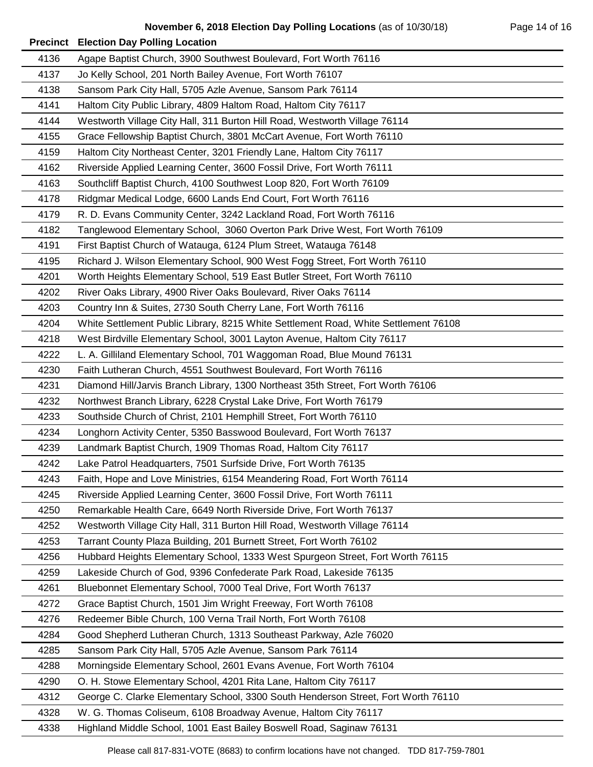**November 6, 2018 Election Day Polling Locations** (as of 10/30/18)

| Precinct | Election Day Polling Location |
|---|---|
| 4136 | Agape Baptist Church, 3900 Southwest Boulevard, Fort Worth 76116 |
| 4137 | Jo Kelly School, 201 North Bailey Avenue, Fort Worth 76107 |
| 4138 | Sansom Park City Hall, 5705 Azle Avenue, Sansom Park 76114 |
| 4141 | Haltom City Public Library, 4809 Haltom Road, Haltom City 76117 |
| 4144 | Westworth Village City Hall, 311 Burton Hill Road, Westworth Village 76114 |
| 4155 | Grace Fellowship Baptist Church, 3801 McCart Avenue, Fort Worth 76110 |
| 4159 | Haltom City Northeast Center, 3201 Friendly Lane, Haltom City 76117 |
| 4162 | Riverside Applied Learning Center, 3600 Fossil Drive, Fort Worth 76111 |
| 4163 | Southcliff Baptist Church, 4100 Southwest Loop 820, Fort Worth 76109 |
| 4178 | Ridgmar Medical Lodge, 6600 Lands End Court, Fort Worth 76116 |
| 4179 | R. D. Evans Community Center, 3242 Lackland Road, Fort Worth 76116 |
| 4182 | Tanglewood Elementary School, 3060 Overton Park Drive West, Fort Worth 76109 |
| 4191 | First Baptist Church of Watauga, 6124 Plum Street, Watauga 76148 |
| 4195 | Richard J. Wilson Elementary School, 900 West Fogg Street, Fort Worth 76110 |
| 4201 | Worth Heights Elementary School, 519 East Butler Street, Fort Worth 76110 |
| 4202 | River Oaks Library, 4900 River Oaks Boulevard, River Oaks 76114 |
| 4203 | Country Inn & Suites, 2730 South Cherry Lane, Fort Worth 76116 |
| 4204 | White Settlement Public Library, 8215 White Settlement Road, White Settlement 76108 |
| 4218 | West Birdville Elementary School, 3001 Layton Avenue, Haltom City 76117 |
| 4222 | L. A. Gilliland Elementary School, 701 Waggoman Road, Blue Mound 76131 |
| 4230 | Faith Lutheran Church, 4551 Southwest Boulevard, Fort Worth 76116 |
| 4231 | Diamond Hill/Jarvis Branch Library, 1300 Northeast 35th Street, Fort Worth 76106 |
| 4232 | Northwest Branch Library, 6228 Crystal Lake Drive, Fort Worth 76179 |
| 4233 | Southside Church of Christ, 2101 Hemphill Street, Fort Worth 76110 |
| 4234 | Longhorn Activity Center, 5350 Basswood Boulevard, Fort Worth 76137 |
| 4239 | Landmark Baptist Church, 1909 Thomas Road, Haltom City 76117 |
| 4242 | Lake Patrol Headquarters, 7501 Surfside Drive, Fort Worth 76135 |
| 4243 | Faith, Hope and Love Ministries, 6154 Meandering Road, Fort Worth 76114 |
| 4245 | Riverside Applied Learning Center, 3600 Fossil Drive, Fort Worth 76111 |
| 4250 | Remarkable Health Care, 6649 North Riverside Drive, Fort Worth 76137 |
| 4252 | Westworth Village City Hall, 311 Burton Hill Road, Westworth Village 76114 |
| 4253 | Tarrant County Plaza Building, 201 Burnett Street, Fort Worth 76102 |
| 4256 | Hubbard Heights Elementary School, 1333 West Spurgeon Street, Fort Worth 76115 |
| 4259 | Lakeside Church of God, 9396 Confederate Park Road, Lakeside 76135 |
| 4261 | Bluebonnet Elementary School, 7000 Teal Drive, Fort Worth 76137 |
| 4272 | Grace Baptist Church, 1501 Jim Wright Freeway, Fort Worth 76108 |
| 4276 | Redeemer Bible Church, 100 Verna Trail North, Fort Worth 76108 |
| 4284 | Good Shepherd Lutheran Church, 1313 Southeast Parkway, Azle 76020 |
| 4285 | Sansom Park City Hall, 5705 Azle Avenue, Sansom Park 76114 |
| 4288 | Morningside Elementary School, 2601 Evans Avenue, Fort Worth 76104 |
| 4290 | O. H. Stowe Elementary School, 4201 Rita Lane, Haltom City 76117 |
| 4312 | George C. Clarke Elementary School, 3300 South Henderson Street, Fort Worth 76110 |
| 4328 | W. G. Thomas Coliseum, 6108 Broadway Avenue, Haltom City 76117 |
| 4338 | Highland Middle School, 1001 East Bailey Boswell Road, Saginaw 76131 |

Please call 817-831-VOTE (8683) to confirm locations have not changed. TDD 817-759-7801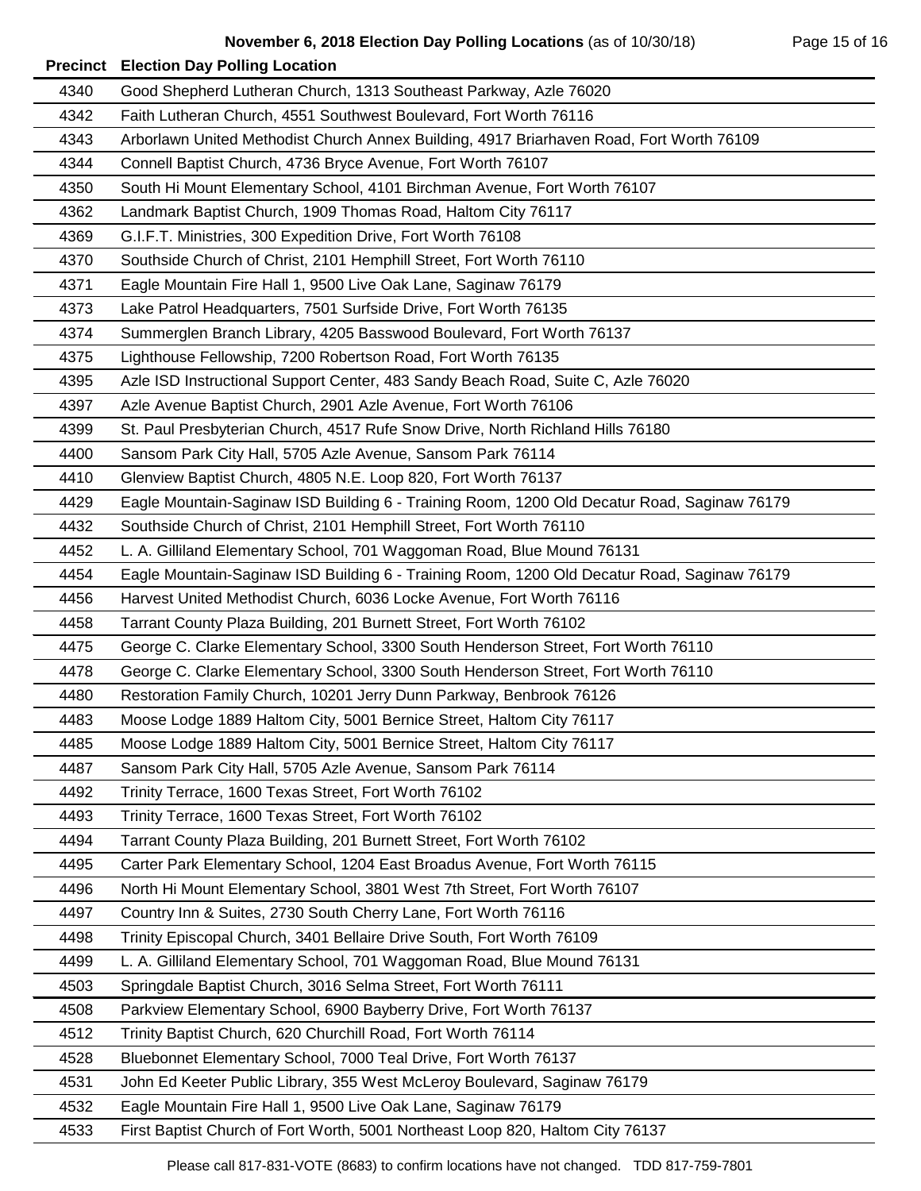**November 6, 2018 Election Day Polling Locations** (as of 10/30/18)

| Precinct | Election Day Polling Location |
|---|---|
| 4340 | Good Shepherd Lutheran Church, 1313 Southeast Parkway, Azle 76020 |
| 4342 | Faith Lutheran Church, 4551 Southwest Boulevard, Fort Worth 76116 |
| 4343 | Arborlawn United Methodist Church Annex Building, 4917 Briarhaven Road, Fort Worth 76109 |
| 4344 | Connell Baptist Church, 4736 Bryce Avenue, Fort Worth 76107 |
| 4350 | South Hi Mount Elementary School, 4101 Birchman Avenue, Fort Worth 76107 |
| 4362 | Landmark Baptist Church, 1909 Thomas Road, Haltom City 76117 |
| 4369 | G.I.F.T. Ministries, 300 Expedition Drive, Fort Worth 76108 |
| 4370 | Southside Church of Christ, 2101 Hemphill Street, Fort Worth 76110 |
| 4371 | Eagle Mountain Fire Hall 1, 9500 Live Oak Lane, Saginaw 76179 |
| 4373 | Lake Patrol Headquarters, 7501 Surfside Drive, Fort Worth 76135 |
| 4374 | Summerglen Branch Library, 4205 Basswood Boulevard, Fort Worth 76137 |
| 4375 | Lighthouse Fellowship, 7200 Robertson Road, Fort Worth 76135 |
| 4395 | Azle ISD Instructional Support Center, 483 Sandy Beach Road, Suite C, Azle 76020 |
| 4397 | Azle Avenue Baptist Church, 2901 Azle Avenue, Fort Worth 76106 |
| 4399 | St. Paul Presbyterian Church, 4517 Rufe Snow Drive, North Richland Hills 76180 |
| 4400 | Sansom Park City Hall, 5705 Azle Avenue, Sansom Park 76114 |
| 4410 | Glenview Baptist Church, 4805 N.E. Loop 820, Fort Worth 76137 |
| 4429 | Eagle Mountain-Saginaw ISD Building 6 - Training Room, 1200 Old Decatur Road, Saginaw 76179 |
| 4432 | Southside Church of Christ, 2101 Hemphill Street, Fort Worth 76110 |
| 4452 | L. A. Gilliland Elementary School, 701 Waggoman Road, Blue Mound 76131 |
| 4454 | Eagle Mountain-Saginaw ISD Building 6 - Training Room, 1200 Old Decatur Road, Saginaw 76179 |
| 4456 | Harvest United Methodist Church, 6036 Locke Avenue, Fort Worth 76116 |
| 4458 | Tarrant County Plaza Building, 201 Burnett Street, Fort Worth 76102 |
| 4475 | George C. Clarke Elementary School, 3300 South Henderson Street, Fort Worth 76110 |
| 4478 | George C. Clarke Elementary School, 3300 South Henderson Street, Fort Worth 76110 |
| 4480 | Restoration Family Church, 10201 Jerry Dunn Parkway, Benbrook 76126 |
| 4483 | Moose Lodge 1889 Haltom City, 5001 Bernice Street, Haltom City 76117 |
| 4485 | Moose Lodge 1889 Haltom City, 5001 Bernice Street, Haltom City 76117 |
| 4487 | Sansom Park City Hall, 5705 Azle Avenue, Sansom Park 76114 |
| 4492 | Trinity Terrace, 1600 Texas Street, Fort Worth 76102 |
| 4493 | Trinity Terrace, 1600 Texas Street, Fort Worth 76102 |
| 4494 | Tarrant County Plaza Building, 201 Burnett Street, Fort Worth 76102 |
| 4495 | Carter Park Elementary School, 1204 East Broadus Avenue, Fort Worth 76115 |
| 4496 | North Hi Mount Elementary School, 3801 West 7th Street, Fort Worth 76107 |
| 4497 | Country Inn & Suites, 2730 South Cherry Lane, Fort Worth 76116 |
| 4498 | Trinity Episcopal Church, 3401 Bellaire Drive South, Fort Worth 76109 |
| 4499 | L. A. Gilliland Elementary School, 701 Waggoman Road, Blue Mound 76131 |
| 4503 | Springdale Baptist Church, 3016 Selma Street, Fort Worth 76111 |
| 4508 | Parkview Elementary School, 6900 Bayberry Drive, Fort Worth 76137 |
| 4512 | Trinity Baptist Church, 620 Churchill Road, Fort Worth 76114 |
| 4528 | Bluebonnet Elementary School, 7000 Teal Drive, Fort Worth 76137 |
| 4531 | John Ed Keeter Public Library, 355 West McLeroy Boulevard, Saginaw 76179 |
| 4532 | Eagle Mountain Fire Hall 1, 9500 Live Oak Lane, Saginaw 76179 |
| 4533 | First Baptist Church of Fort Worth, 5001 Northeast Loop 820, Haltom City 76137 |

Please call 817-831-VOTE (8683) to confirm locations have not changed. TDD 817-759-7801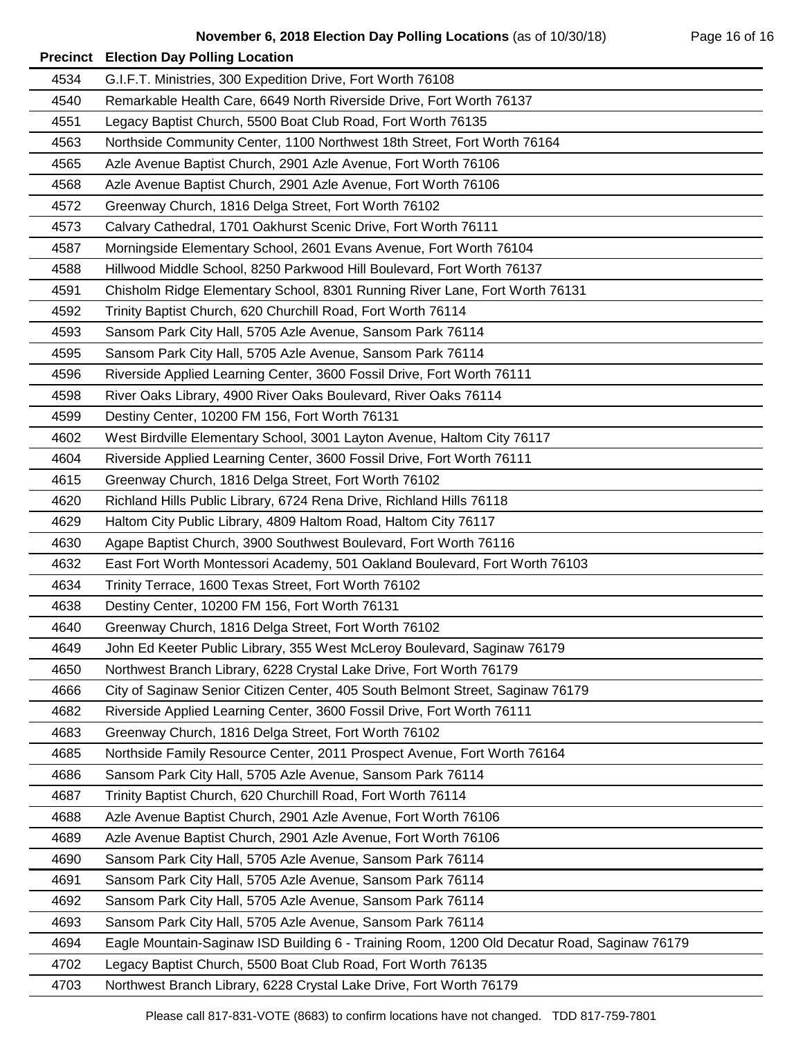**November 6, 2018 Election Day Polling Locations** (as of 10/30/18)

| Precinct | Election Day Polling Location |
|---|---|
| 4534 | G.I.F.T. Ministries, 300 Expedition Drive, Fort Worth 76108 |
| 4540 | Remarkable Health Care, 6649 North Riverside Drive, Fort Worth 76137 |
| 4551 | Legacy Baptist Church, 5500 Boat Club Road, Fort Worth 76135 |
| 4563 | Northside Community Center, 1100 Northwest 18th Street, Fort Worth 76164 |
| 4565 | Azle Avenue Baptist Church, 2901 Azle Avenue, Fort Worth 76106 |
| 4568 | Azle Avenue Baptist Church, 2901 Azle Avenue, Fort Worth 76106 |
| 4572 | Greenway Church, 1816 Delga Street, Fort Worth 76102 |
| 4573 | Calvary Cathedral, 1701 Oakhurst Scenic Drive, Fort Worth 76111 |
| 4587 | Morningside Elementary School, 2601 Evans Avenue, Fort Worth 76104 |
| 4588 | Hillwood Middle School, 8250 Parkwood Hill Boulevard, Fort Worth 76137 |
| 4591 | Chisholm Ridge Elementary School, 8301 Running River Lane, Fort Worth 76131 |
| 4592 | Trinity Baptist Church, 620 Churchill Road, Fort Worth 76114 |
| 4593 | Sansom Park City Hall, 5705 Azle Avenue, Sansom Park 76114 |
| 4595 | Sansom Park City Hall, 5705 Azle Avenue, Sansom Park 76114 |
| 4596 | Riverside Applied Learning Center, 3600 Fossil Drive, Fort Worth 76111 |
| 4598 | River Oaks Library, 4900 River Oaks Boulevard, River Oaks 76114 |
| 4599 | Destiny Center, 10200 FM 156, Fort Worth 76131 |
| 4602 | West Birdville Elementary School, 3001 Layton Avenue, Haltom City 76117 |
| 4604 | Riverside Applied Learning Center, 3600 Fossil Drive, Fort Worth 76111 |
| 4615 | Greenway Church, 1816 Delga Street, Fort Worth 76102 |
| 4620 | Richland Hills Public Library, 6724 Rena Drive, Richland Hills 76118 |
| 4629 | Haltom City Public Library, 4809 Haltom Road, Haltom City 76117 |
| 4630 | Agape Baptist Church, 3900 Southwest Boulevard, Fort Worth 76116 |
| 4632 | East Fort Worth Montessori Academy, 501 Oakland Boulevard, Fort Worth 76103 |
| 4634 | Trinity Terrace, 1600 Texas Street, Fort Worth 76102 |
| 4638 | Destiny Center, 10200 FM 156, Fort Worth 76131 |
| 4640 | Greenway Church, 1816 Delga Street, Fort Worth 76102 |
| 4649 | John Ed Keeter Public Library, 355 West McLeroy Boulevard, Saginaw 76179 |
| 4650 | Northwest Branch Library, 6228 Crystal Lake Drive, Fort Worth 76179 |
| 4666 | City of Saginaw Senior Citizen Center, 405 South Belmont Street, Saginaw 76179 |
| 4682 | Riverside Applied Learning Center, 3600 Fossil Drive, Fort Worth 76111 |
| 4683 | Greenway Church, 1816 Delga Street, Fort Worth 76102 |
| 4685 | Northside Family Resource Center, 2011 Prospect Avenue, Fort Worth 76164 |
| 4686 | Sansom Park City Hall, 5705 Azle Avenue, Sansom Park 76114 |
| 4687 | Trinity Baptist Church, 620 Churchill Road, Fort Worth 76114 |
| 4688 | Azle Avenue Baptist Church, 2901 Azle Avenue, Fort Worth 76106 |
| 4689 | Azle Avenue Baptist Church, 2901 Azle Avenue, Fort Worth 76106 |
| 4690 | Sansom Park City Hall, 5705 Azle Avenue, Sansom Park 76114 |
| 4691 | Sansom Park City Hall, 5705 Azle Avenue, Sansom Park 76114 |
| 4692 | Sansom Park City Hall, 5705 Azle Avenue, Sansom Park 76114 |
| 4693 | Sansom Park City Hall, 5705 Azle Avenue, Sansom Park 76114 |
| 4694 | Eagle Mountain-Saginaw ISD Building 6 - Training Room, 1200 Old Decatur Road, Saginaw 76179 |
| 4702 | Legacy Baptist Church, 5500 Boat Club Road, Fort Worth 76135 |
| 4703 | Northwest Branch Library, 6228 Crystal Lake Drive, Fort Worth 76179 |

Please call 817-831-VOTE (8683) to confirm locations have not changed. TDD 817-759-7801